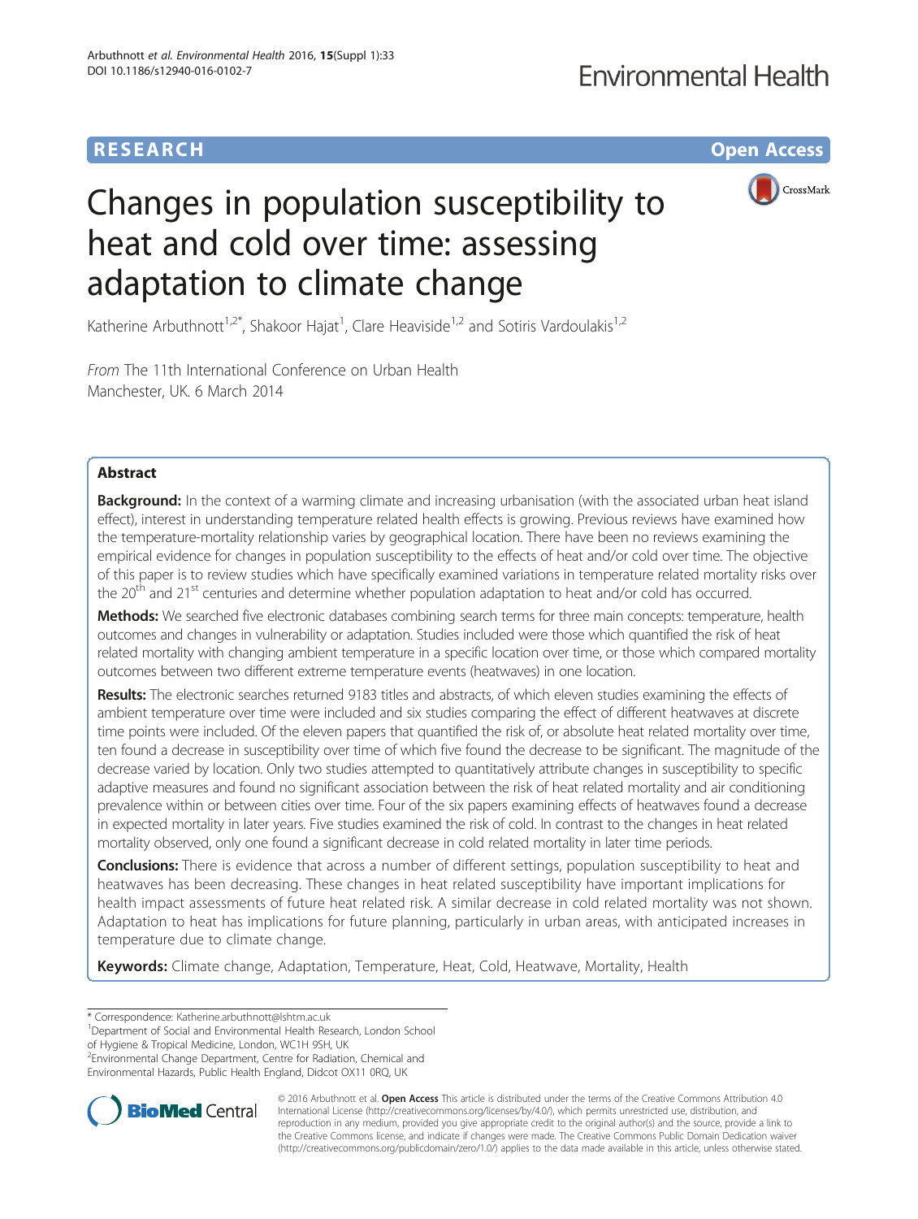RESEARCH

Open Access

# Changes in population susceptibility to heat and cold over time: assessing adaptation to climate change

Katherine Arbuthnott[1,2*], Shakoor Hajat[1], Clare Heaviside[1,2] and Sotiris Vardoulakis[1,2]

*From* The 11th International Conference on Urban Health
Manchester, UK. 6 March 2014

## Abstract

**Background:** In the context of a warming climate and increasing urbanisation (with the associated urban heat island effect), interest in understanding temperature related health effects is growing. Previous reviews have examined how the temperature-mortality relationship varies by geographical location. There have been no reviews examining the empirical evidence for changes in population susceptibility to the effects of heat and/or cold over time. The objective of this paper is to review studies which have specifically examined variations in temperature related mortality risks over the 20[th] and 21[st] centuries and determine whether population adaptation to heat and/or cold has occurred.

**Methods:** We searched five electronic databases combining search terms for three main concepts: temperature, health outcomes and changes in vulnerability or adaptation. Studies included were those which quantified the risk of heat related mortality with changing ambient temperature in a specific location over time, or those which compared mortality outcomes between two different extreme temperature events (heatwaves) in one location.

**Results:** The electronic searches returned 9183 titles and abstracts, of which eleven studies examining the effects of ambient temperature over time were included and six studies comparing the effect of different heatwaves at discrete time points were included. Of the eleven papers that quantified the risk of, or absolute heat related mortality over time, ten found a decrease in susceptibility over time of which five found the decrease to be significant. The magnitude of the decrease varied by location. Only two studies attempted to quantitatively attribute changes in susceptibility to specific adaptive measures and found no significant association between the risk of heat related mortality and air conditioning prevalence within or between cities over time. Four of the six papers examining effects of heatwaves found a decrease in expected mortality in later years. Five studies examined the risk of cold. In contrast to the changes in heat related mortality observed, only one found a significant decrease in cold related mortality in later time periods.

**Conclusions:** There is evidence that across a number of different settings, population susceptibility to heat and heatwaves has been decreasing. These changes in heat related susceptibility have important implications for health impact assessments of future heat related risk. A similar decrease in cold related mortality was not shown. Adaptation to heat has implications for future planning, particularly in urban areas, with anticipated increases in temperature due to climate change.

**Keywords:** Climate change, Adaptation, Temperature, Heat, Cold, Heatwave, Mortality, Health

---

\* Correspondence: Katherine.arbuthnott@lshtm.ac.uk
[1]Department of Social and Environmental Health Research, London School of Hygiene & Tropical Medicine, London, WC1H 9SH, UK
[2]Environmental Change Department, Centre for Radiation, Chemical and Environmental Hazards, Public Health England, Didcot OX11 0RQ, UK

© 2016 Arbuthnott et al. **Open Access** This article is distributed under the terms of the Creative Commons Attribution 4.0 International License (http://creativecommons.org/licenses/by/4.0/), which permits unrestricted use, distribution, and reproduction in any medium, provided you give appropriate credit to the original author(s) and the source, provide a link to the Creative Commons license, and indicate if changes were made. The Creative Commons Public Domain Dedication waiver (http://creativecommons.org/publicdomain/zero/1.0/) applies to the data made available in this article, unless otherwise stated.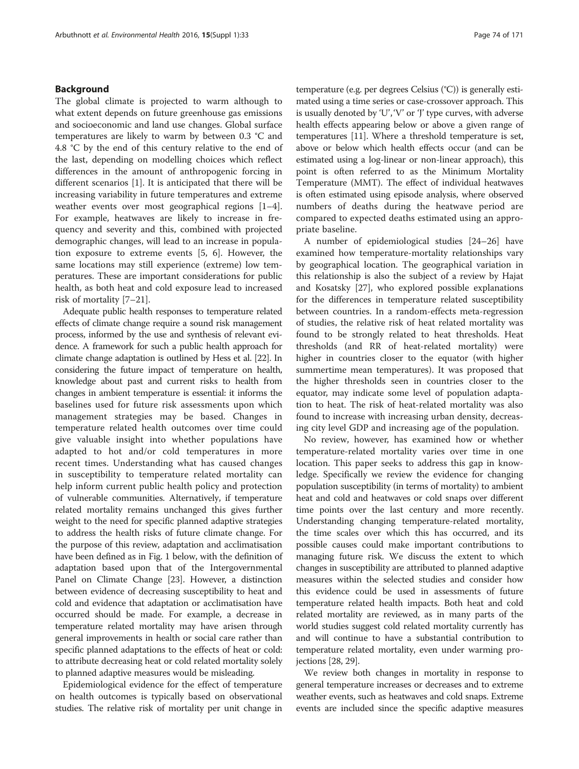## Background

The global climate is projected to warm although to what extent depends on future greenhouse gas emissions and socioeconomic and land use changes. Global surface temperatures are likely to warm by between 0.3 °C and 4.8 °C by the end of this century relative to the end of the last, depending on modelling choices which reflect differences in the amount of anthropogenic forcing in different scenarios [1]. It is anticipated that there will be increasing variability in future temperatures and extreme weather events over most geographical regions [1–4]. For example, heatwaves are likely to increase in frequency and severity and this, combined with projected demographic changes, will lead to an increase in population exposure to extreme events [5, 6]. However, the same locations may still experience (extreme) low temperatures. These are important considerations for public health, as both heat and cold exposure lead to increased risk of mortality [7–21].

Adequate public health responses to temperature related effects of climate change require a sound risk management process, informed by the use and synthesis of relevant evidence. A framework for such a public health approach for climate change adaptation is outlined by Hess et al. [22]. In considering the future impact of temperature on health, knowledge about past and current risks to health from changes in ambient temperature is essential: it informs the baselines used for future risk assessments upon which management strategies may be based. Changes in temperature related health outcomes over time could give valuable insight into whether populations have adapted to hot and/or cold temperatures in more recent times. Understanding what has caused changes in susceptibility to temperature related mortality can help inform current public health policy and protection of vulnerable communities. Alternatively, if temperature related mortality remains unchanged this gives further weight to the need for specific planned adaptive strategies to address the health risks of future climate change. For the purpose of this review, adaptation and acclimatisation have been defined as in Fig. 1 below, with the definition of adaptation based upon that of the Intergovernmental Panel on Climate Change [23]. However, a distinction between evidence of decreasing susceptibility to heat and cold and evidence that adaptation or acclimatisation have occurred should be made. For example, a decrease in temperature related mortality may have arisen through general improvements in health or social care rather than specific planned adaptations to the effects of heat or cold: to attribute decreasing heat or cold related mortality solely to planned adaptive measures would be misleading.

Epidemiological evidence for the effect of temperature on health outcomes is typically based on observational studies. The relative risk of mortality per unit change in temperature (e.g. per degrees Celsius (°C)) is generally estimated using a time series or case-crossover approach. This is usually denoted by 'U', 'V' or 'J' type curves, with adverse health effects appearing below or above a given range of temperatures [11]. Where a threshold temperature is set, above or below which health effects occur (and can be estimated using a log-linear or non-linear approach), this point is often referred to as the Minimum Mortality Temperature (MMT). The effect of individual heatwaves is often estimated using episode analysis, where observed numbers of deaths during the heatwave period are compared to expected deaths estimated using an appropriate baseline.

A number of epidemiological studies [24–26] have examined how temperature-mortality relationships vary by geographical location. The geographical variation in this relationship is also the subject of a review by Hajat and Kosatsky [27], who explored possible explanations for the differences in temperature related susceptibility between countries. In a random-effects meta-regression of studies, the relative risk of heat related mortality was found to be strongly related to heat thresholds. Heat thresholds (and RR of heat-related mortality) were higher in countries closer to the equator (with higher summertime mean temperatures). It was proposed that the higher thresholds seen in countries closer to the equator, may indicate some level of population adaptation to heat. The risk of heat-related mortality was also found to increase with increasing urban density, decreasing city level GDP and increasing age of the population.

No review, however, has examined how or whether temperature-related mortality varies over time in one location. This paper seeks to address this gap in knowledge. Specifically we review the evidence for changing population susceptibility (in terms of mortality) to ambient heat and cold and heatwaves or cold snaps over different time points over the last century and more recently. Understanding changing temperature-related mortality, the time scales over which this has occurred, and its possible causes could make important contributions to managing future risk. We discuss the extent to which changes in susceptibility are attributed to planned adaptive measures within the selected studies and consider how this evidence could be used in assessments of future temperature related health impacts. Both heat and cold related mortality are reviewed, as in many parts of the world studies suggest cold related mortality currently has and will continue to have a substantial contribution to temperature related mortality, even under warming projections [28, 29].

We review both changes in mortality in response to general temperature increases or decreases and to extreme weather events, such as heatwaves and cold snaps. Extreme events are included since the specific adaptive measures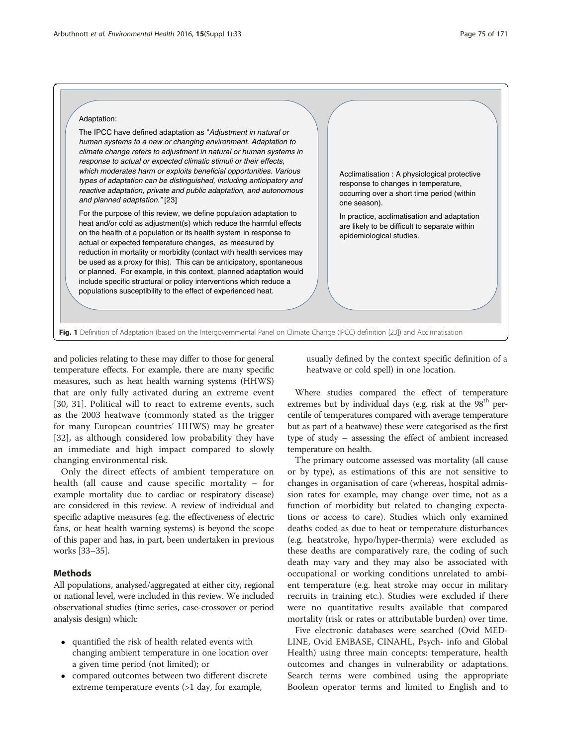Adaptation:

The IPCC have defined adaptation as "*Adjustment in natural or human systems to a new or changing environment. Adaptation to climate change refers to adjustment in natural or human systems in response to actual or expected climatic stimuli or their effects, which moderates harm or exploits beneficial opportunities. Various types of adaptation can be distinguished, including anticipatory and reactive adaptation, private and public adaptation, and autonomous and planned adaptation.*" [23]

For the purpose of this review, we define population adaptation to heat and/or cold as adjustment(s) which reduce the harmful effects on the health of a population or its health system in response to actual or expected temperature changes, as measured by reduction in mortality or morbidity (contact with health services may be used as a proxy for this). This can be anticipatory, spontaneous or planned. For example, in this context, planned adaptation would include specific structural or policy interventions which reduce a populations susceptibility to the effect of experienced heat.

Acclimatisation : A physiological protective response to changes in temperature, occurring over a short time period (within one season).

In practice, acclimatisation and adaptation are likely to be difficult to separate within epidemiological studies.

**Fig. 1** Definition of Adaptation (based on the Intergovernmental Panel on Climate Change (IPCC) definition [23]) and Acclimatisation

and policies relating to these may differ to those for general temperature effects. For example, there are many specific measures, such as heat health warning systems (HHWS) that are only fully activated during an extreme event [30, 31]. Political will to react to extreme events, such as the 2003 heatwave (commonly stated as the trigger for many European countries' HHWS) may be greater [32], as although considered low probability they have an immediate and high impact compared to slowly changing environmental risk.

Only the direct effects of ambient temperature on health (all cause and cause specific mortality – for example mortality due to cardiac or respiratory disease) are considered in this review. A review of individual and specific adaptive measures (e.g. the effectiveness of electric fans, or heat health warning systems) is beyond the scope of this paper and has, in part, been undertaken in previous works [33–35].

## Methods

All populations, analysed/aggregated at either city, regional or national level, were included in this review. We included observational studies (time series, case-crossover or period analysis design) which:

- quantified the risk of health related events with changing ambient temperature in one location over a given time period (not limited); or
- compared outcomes between two different discrete extreme temperature events (>1 day, for example, usually defined by the context specific definition of a heatwave or cold spell) in one location.

Where studies compared the effect of temperature extremes but by individual days (e.g. risk at the 98[th] percentile of temperatures compared with average temperature but as part of a heatwave) these were categorised as the first type of study – assessing the effect of ambient increased temperature on health.

The primary outcome assessed was mortality (all cause or by type), as estimations of this are not sensitive to changes in organisation of care (whereas, hospital admission rates for example, may change over time, not as a function of morbidity but related to changing expectations or access to care). Studies which only examined deaths coded as due to heat or temperature disturbances (e.g. heatstroke, hypo/hyper-thermia) were excluded as these deaths are comparatively rare, the coding of such death may vary and they may also be associated with occupational or working conditions unrelated to ambient temperature (e.g. heat stroke may occur in military recruits in training etc.). Studies were excluded if there were no quantitative results available that compared mortality (risk or rates or attributable burden) over time.

Five electronic databases were searched (Ovid MEDLINE, Ovid EMBASE, CINAHL, Psych- info and Global Health) using three main concepts: temperature, health outcomes and changes in vulnerability or adaptations. Search terms were combined using the appropriate Boolean operator terms and limited to English and to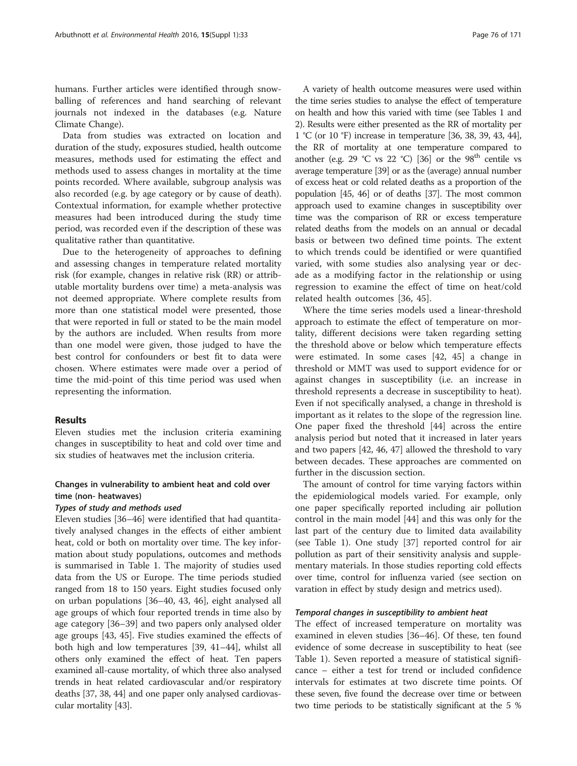humans. Further articles were identified through snowballing of references and hand searching of relevant journals not indexed in the databases (e.g. Nature Climate Change).

Data from studies was extracted on location and duration of the study, exposures studied, health outcome measures, methods used for estimating the effect and methods used to assess changes in mortality at the time points recorded. Where available, subgroup analysis was also recorded (e.g. by age category or by cause of death). Contextual information, for example whether protective measures had been introduced during the study time period, was recorded even if the description of these was qualitative rather than quantitative.

Due to the heterogeneity of approaches to defining and assessing changes in temperature related mortality risk (for example, changes in relative risk (RR) or attributable mortality burdens over time) a meta-analysis was not deemed appropriate. Where complete results from more than one statistical model were presented, those that were reported in full or stated to be the main model by the authors are included. When results from more than one model were given, those judged to have the best control for confounders or best fit to data were chosen. Where estimates were made over a period of time the mid-point of this time period was used when representing the information.

## Results

Eleven studies met the inclusion criteria examining changes in susceptibility to heat and cold over time and six studies of heatwaves met the inclusion criteria.

### Changes in vulnerability to ambient heat and cold over time (non- heatwaves)

#### *Types of study and methods used*

Eleven studies [36–46] were identified that had quantitatively analysed changes in the effects of either ambient heat, cold or both on mortality over time. The key information about study populations, outcomes and methods is summarised in Table 1. The majority of studies used data from the US or Europe. The time periods studied ranged from 18 to 150 years. Eight studies focused only on urban populations [36–40, 43, 46], eight analysed all age groups of which four reported trends in time also by age category [36–39] and two papers only analysed older age groups [43, 45]. Five studies examined the effects of both high and low temperatures [39, 41–44], whilst all others only examined the effect of heat. Ten papers examined all-cause mortality, of which three also analysed trends in heat related cardiovascular and/or respiratory deaths [37, 38, 44] and one paper only analysed cardiovascular mortality [43].

A variety of health outcome measures were used within the time series studies to analyse the effect of temperature on health and how this varied with time (see Tables 1 and 2). Results were either presented as the RR of mortality per 1 °C (or 10 °F) increase in temperature [36, 38, 39, 43, 44], the RR of mortality at one temperature compared to another (e.g. 29 °C vs 22 °C) [36] or the 98th centile vs average temperature [39] or as the (average) annual number of excess heat or cold related deaths as a proportion of the population [45, 46] or of deaths [37]. The most common approach used to examine changes in susceptibility over time was the comparison of RR or excess temperature related deaths from the models on an annual or decadal basis or between two defined time points. The extent to which trends could be identified or were quantified varied, with some studies also analysing year or decade as a modifying factor in the relationship or using regression to examine the effect of time on heat/cold related health outcomes [36, 45].

Where the time series models used a linear-threshold approach to estimate the effect of temperature on mortality, different decisions were taken regarding setting the threshold above or below which temperature effects were estimated. In some cases [42, 45] a change in threshold or MMT was used to support evidence for or against changes in susceptibility (i.e. an increase in threshold represents a decrease in susceptibility to heat). Even if not specifically analysed, a change in threshold is important as it relates to the slope of the regression line. One paper fixed the threshold [44] across the entire analysis period but noted that it increased in later years and two papers [42, 46, 47] allowed the threshold to vary between decades. These approaches are commented on further in the discussion section.

The amount of control for time varying factors within the epidemiological models varied. For example, only one paper specifically reported including air pollution control in the main model [44] and this was only for the last part of the century due to limited data availability (see Table 1). One study [37] reported control for air pollution as part of their sensitivity analysis and supplementary materials. In those studies reporting cold effects over time, control for influenza varied (see section on varation in effect by study design and metrics used).

#### *Temporal changes in susceptibility to ambient heat*

The effect of increased temperature on mortality was examined in eleven studies [36–46]. Of these, ten found evidence of some decrease in susceptibility to heat (see Table 1). Seven reported a measure of statistical significance – either a test for trend or included confidence intervals for estimates at two discrete time points. Of these seven, five found the decrease over time or between two time periods to be statistically significant at the 5 %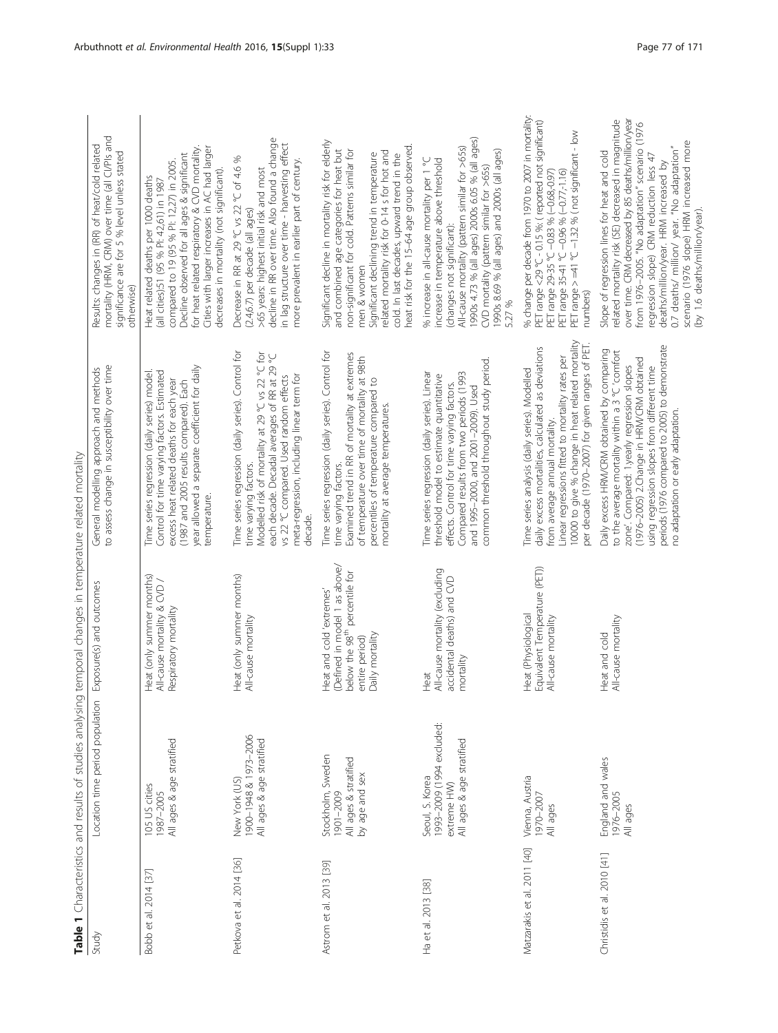**Table 1** Characteristics and results of studies analysing temporal changes in temperature related mortality

| Study | Location time period population | Exposure(s) and outcomes | General modelling approach and methods to assess change in susceptibility over time | Results: changes in (RR) of heat/cold related mortality (HRM, CRM) over time (all CI/PIs and significance are for 5 % level unless stated otherwise) |
|---|---|---|---|---|
| Bobb et al. 2014 [37] | 105 US cities<br>1987–2005<br>All ages & age stratified | Heat (only summer months)<br>All-cause mortality & CVD / Respiratory mortality | Time series regression (daily series) model. Control for time varying factors. Estimated excess heat related deaths for each year (1987 and 2005 results compared). Each year allowed a separate coefficient for daily temperature. | Heat related deaths per 1000 deaths (all cities):51 (95 % PI: 42,61) in 1987 compared to 19 (95 % PI: 12,27) in 2005. Decline observed for all ages & significant for heat related respiratory & CVD mortality. Cities with larger increases in AC had larger decreases in mortality (not significant). |
| Petkova et al. 2014 [36] | New York (US)<br>1900–1948 & 1973–2006<br>All ages & age stratified | Heat (only summer months)<br>All-cause mortality | Time series regression (daily series). Control for time varying factors.<br>Modelled risk of mortality at 29 °C vs 22 °C for each decade. Decadal averages of RR at 29 °C vs 22 °C compared. Used random effects meta-regression, including linear term for decade. | Decrease in RR at 29 °C vs 22 °C of 4.6 % (2.4,6.7) per decade (all ages)<br>>65 years: highest initial risk and most decline in RR over time. Also found a change in lag structure over time - harvesting effect more prevalent in earlier part of century. |
| Astrom et al. 2013 [39] | Stockholm, Sweden<br>1901–2009<br>All ages & stratified by age and sex | Heat and cold 'extremes' (Defined in model 1 as above/ below the 98[th] percentile for entire period)<br>Daily mortality | Time series regression (daily series). Control for time varying factors.<br>Examined trend in RR of mortality at extremes of temperature over time of mortality at 98th percentiles of temperature compared to mortality at average temperatures. | Significant decline in mortality risk for elderly and combined age categories for heat but non-significant for cold. Patterns similar for men & women<br>Significant declining trend in temperature related mortality risk for 0-14 s for hot and cold. In last decades, upward trend in the heat risk for the 15–64 age group observed. |
| Ha et al. 2013 [38] | Seoul, S. Korea<br>1993–2009 (1994 excluded: extreme HW)<br>All ages & age stratified | Heat<br>All-cause mortality (excluding accidental deaths) and CVD mortality | Time series regression (daily series). Linear threshold model to estimate quantitative effects. Control for time varying factors. Compared results from two periods (1993 and 1995–2000, and 2001–2009). Used common threshold throughout study period. | % increase in all-cause mortality per 1 °C increase in temperature above threshold (changes not significant):<br>All-cause mortality (pattern similar for >65s) 1990s 4.73 % (all ages) 2000s 6.05 % (all ages)<br>CVD mortality (pattern similar for >65s) 1990s 8.69 % (all ages) and 2000s (all ages) 5.27 % |
| Matzarakis et al. 2011 [40] | Vienna, Austria<br>1970–2007<br>All ages | Heat (Physiological Equivalent Temperature (PET))<br>All-cause mortality | Time series analysis (daily series). Modelled daily excess mortalities, calculated as deviations from average annual mortality.<br>Linear regressions fitted to mortality rates per 10000 to give % change in heat related mortality per decade (1970–2007) for given ranges of PET. | % change per decade from 1970 to 2007 in mortality:<br>PET range <29 °C - 0.15 %: ( reported not significant)<br>PET range 29-35 °C −0.83 % (−0.68,-0.97)<br>PET range 35-41 °C −0.96 % (−0.77,-1.16)<br>PET range > =41 °C −1.32 % (not significant - low numbers) |
| Christidis et al. 2010 [41] | England and wales<br>1976–2005<br>All ages | Heat and cold<br>All-cause mortality | Daily excess HRM/CRM obtained by comparing to the average mortality within a 3 °C 'comfort zone'. Compared: 1.yearly regression slopes (1976–2005) 2.Change in HRM/CRM obtained using regression slopes from different time periods (1976 compared to 2005) to demonstrate no adaptation or early adaptation. | Slope of regression lines for heat and cold related mortality risk (SE) decreased in magnitude over time. CRM decreased by 85 deaths/million/year from 1976–2005. "No adaptation" scenario (1976 regression slope) CRM reduction less 47 deaths/million/year. HRM increased by 0.7 deaths/ million/ year. "No adaptation" scenario (1976 slope) HRM increased more (by 1.6 deaths/million/year). |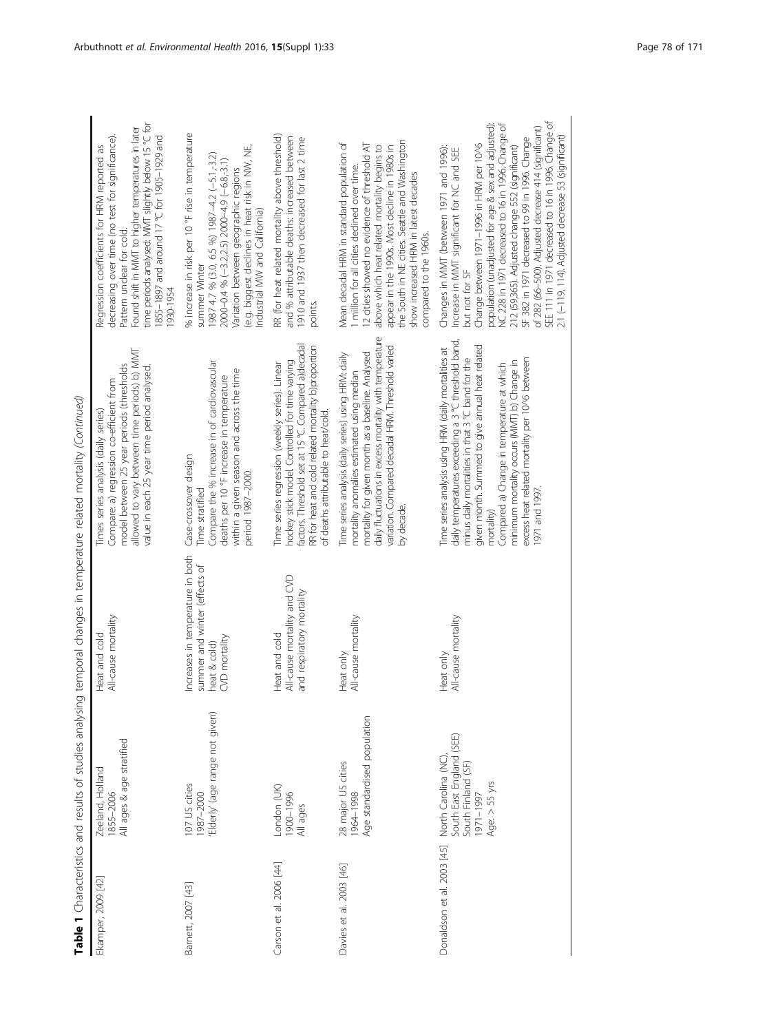**Table 1** Characteristics and results of studies analysing temporal changes in temperature related mortality *(Continued)*

| | | | | |
|---|---|---|---|---|
| Ekamper, 2009 [42] | Zeeland, Holland<br>1855–2006<br>All ages & age stratified | Heat and cold<br>All-cause mortality | Times series analysis (daily series)<br>Compare: a) regression co-efficient from model between 25 year periods (thresholds allowed to vary between time periods) b) MMT value in each 25 year time period analysed. | Regression coefficients for HRM reported as decreasing over time (no test for significance). Pattern unclear for cold.<br>Found shift in MMT to higher temperatures in later time periods analysed: MMT slightly below 15 °C for 1855–1897 and around 17 °C for 1905–1929 and 1930-1954 |
| Barnett, 2007 [43] | 107 US cities<br>1987–2000<br>'Elderly' (age range not given) | Increases in temperature in both summer and winter (effects of heat & cold)<br>CVD mortality | Case-crossover design<br>Time stratified<br>Compare the % increase in of cardiovascular deaths per 10 °F increase in temperature within a given season and across the time period 1987–2000. | % increase in risk per 10 °F rise in temperature summer Winter<br>1987 4.7 % (3.0, 6.5 %) 1987–4.2 (−5.1,-3.2)<br>2000–0.4 % (−3.2,2.5) 2000–4.9 (−6.8,-3.1)<br>Variation between geographic regions<br>(e.g. biggest declines in heat risk in NW, NE, Industrial MW and California) |
| Carson et al. 2006 [44] | London (UK)<br>1900–1996<br>All ages | Heat and cold<br>All-cause mortality and CVD and respiratory mortality | Time series regression (weekly series). Linear hockey stick model. Controlled for time varying factors. Threshold set at 15 °C. Compared a)decadal RR for heat and cold related mortality b)proportion of deaths attributable to heat/cold. | RR (for heat related mortality above threshold) and % attributable deaths: increased between 1910 and 1937 then decreased for last 2 time points. |
| Davies et al. 2003 [46] | 28 major US cities<br>1964–1998<br>Age standardised population | Heat only<br>All-cause mortality | Time series analysis (daily series) using HRM: daily mortality anomalies estimated using median mortality for given month as a baseline. Analysed daily fluctuations in excess mortality with temperature variation. Compared decadal HRM. Threshold varied by decade. | Mean decadal HRM in standard population of 1 million for all cities declined over time.<br>12 cities showed no evidence of threshold AT above which heat related mortality begins to appear in the 1990s. Most decline in 1980s in the South in NE cities. Seattle and Washington show increased HRM in latest decades compared to the 1960s. |
| Donaldson et al. 2003 [45] | North Carolina (NC), South East England (SEE) South Finland (SF)<br>1971–1997<br>Age: > 55 yrs | Heat only<br>All-cause mortality | Time series analysis using HRM (daily mortalities at daily temperatures exceeding a 3 °C threshold band, minus daily mortalities in that 3 °C band for the given month. Summed to give annual heat related mortality)<br>Compared a) Change in temperature at which minimum mortality occurs (MMT) b) Change in excess heat related mortality per 10^6 between 1971 and 1997. | Changes in MMT (between 1971 and 1996): Increase in MMT significant for NC and SEE but not for SF<br>Change between 1971–1996 in HRM per 10^6 population (unadjusted for age & sex and adjusted): NC 228 in 1971 decreased to 16 in 1996. Change of 212 (59,365). Adjusted change 552 (significant) SF 382 in 1971 decreased to 99 in 1996. Change of 282 (66–500). Adjusted decrease 414 (significant) SEE 111 in 1971 decreased to 16 in 1996. Change of 2.1 (−119, 114). Adjusted decrease 53 (significant) |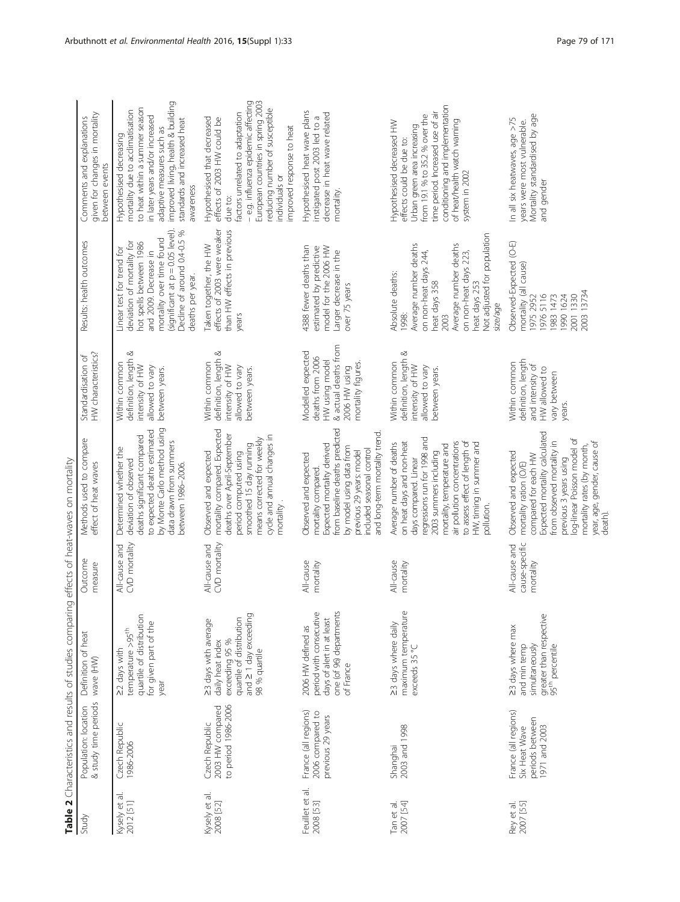**Table 2** Characteristics and results of studies comparing effects of heat-waves on mortality

| Study | Population: location & study time periods | Definition of heat wave (HW) | Outcome measure | Methods used to compare effect of heat waves | Standardisation of HW characteristics? | Results: health outcomes | Comments and explanations given for changes in mortality between events |
|---|---|---|---|---|---|---|---|
| Kysely et al. 2012 [51] | Czech Republic 1986-2006 | ≥2 days with temperature >95[th] quartile of distribution for given part of the year | All-cause and CVD mortality | Determined whether the deviation of observed deaths significant compared to expected deaths estimated by Monte Carlo method using data drawn from summers between 1986–2006. | Within common definition, length & intensity of HW allowed to vary between years. | Linear test for trend for deviation of mortality for hot spells between 1986 and 2009. Decrease in mortality over time found (significant at $p = 0.05$ level). Decline of around 0.4-0.5 % deaths per year. | Hypothesised decreasing mortality due to acclimatisation to heat within a summer season in later years and/or increased adaptive measures such as improved living, health & building standards and increased heat awareness |
| Kysely et al. 2008 [52] | Czech Republic 2003 HW compared to period 1986-2006 | ≥3 days with average daily heat index exceeding 95 % quartile of distribution and ≥ 1 day exceeding 98 % quartile | All-cause and CVD mortality | Observed and expected mortality compared. Expected deaths over April-September period computed using smoothed 15 day running means corrected for weekly cycle and annual changes in mortality . | Within common definition, length & intensity of HW allowed to vary between years. | Taken together, the HW effects of 2003 were weaker than HW effects in previous years | Hypothesised that decreased effects of 2003 HW could be due to:<br>factors unrelated to adaptation – e.g. influenza epidemic affecting European countries in spring 2003 reducing number of susceptible individuals or<br>improved response to heat |
| Fouillet et al. 2008 [53] | France (all regions) 2006 compared to previous 29 years | 2006 HW defined as period with consecutive days of alert in at least one (of 96) departments of France | All-cause mortality | Observed and expected mortality compared. Expected mortality derived from baseline deaths predicted by model using data from previous 29 years: model included seasonal control and long-term mortality trend. | Modelled expected deaths from 2006 HW using model & actual deaths from 2006 HW using mortality figures. | 4388 fewer deaths than estimated by predictive model for the 2006 HW Larger decrease in the over 75 years | Hypothesised heat wave plans instigated post 2003 led to a decrease in heat wave related mortality. |
| Tan et al. 2007 [54] | Shanghai 2003 and 1998 | ≥3 days where daily maximum temperature exceeds 35 °C | All-cause mortality | Average number of deaths on heat days and non-heat days compared. Linear regressions run for 1998 and 2003 summers including mortality, temperature and air pollution concentrations to assess effect of length of HW, timing in summer and pollution. | Within common definition, length & intensity of HW allowed to vary between years. | Absolute deaths:<br>1998:<br>Average number deaths on non-heat days 244, heat days 358<br>2003<br>Average number deaths on non-heat days 223, heat days 253<br>Not adjusted for population size/age | Hypothesised decreased HW effects could be due to:<br>Urban green area increasing from 19.1 % to 35.2 % over the time period. Increased use of air conditioning and implementation of heat/health watch warning system in 2002 |
| Rey et al. 2007 [55] | France (all regions) Six Heat Wave periods between 1971 and 2003 | ≥3 days where max and min temp simultaneously greater than respective 95[th] percentile | All-cause and cause-specific mortality | Observed and expected mortality ration (O/E) compared for each HW Expected mortality calculated from observed mortality in previous 3 years using log-linear Poisson model of mortality rates (by month, year, age, gender, cause of death). | Within common definition, length and intensity of HW allowed to vary between years. | Observed-Expected (O-E) mortality (all cause)<br>1975 2952<br>1976 5116<br>1983 1473<br>1990 1624<br>2001 1330<br>2003 13734 | In all six heatwaves, age >75 years were most vulnerable. Mortality standardised by age and gender |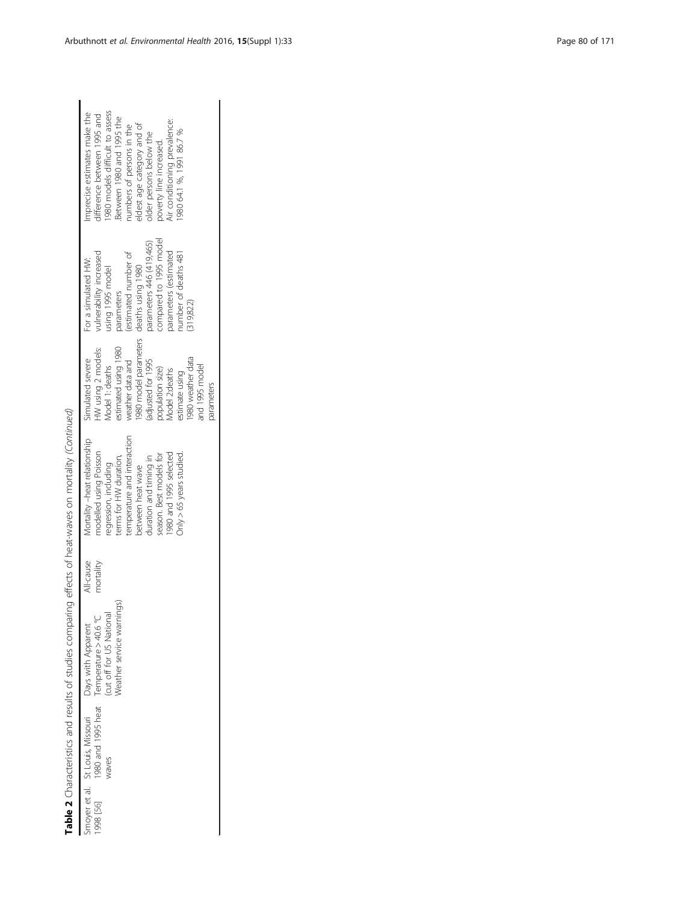**Table 2** Characteristics and results of studies comparing effects of heat-waves on mortality *(Continued)*

| | | | | | | | |
|---|---|---|---|---|---|---|---|
| Smoyer et al. 1998 [56] | St Louis, Missouri 1980 and 1995 heat waves | Days with Apparent Temperature > 40.6 °C (cut off for US National Weather service warnings) | All-cause mortality | Mortality –heat relationship modelled using Poisson regression, including terms for HW duration, temperature and interaction between heat wave duration and timing in season. Best models for 1980 and 1995 selected. Only > 65 years studied. | Simulated severe HW using 2 models: Model 1: deaths estimated using 1980 weather data and 1980 model parameters (adjusted for 1995 population size) Model 2:deaths estimate using 1980 weather data and 1995 model parameters | For a simulated HW: vulnerability increased using 1995 model parameters (estimated number of deaths using 1980 parameters 446 (419,465) compared to 1995 model parameters (estimated number of deaths 481 (319,822) | Imprecise estimates make the difference between 1995 and 1980 models difficult to assess. Between 1980 and 1995 the numbers of persons in the eldest age category and of older persons below the poverty line increased. Air conditioning prevalence: 1980 64.1 %, 1991 86.7 % |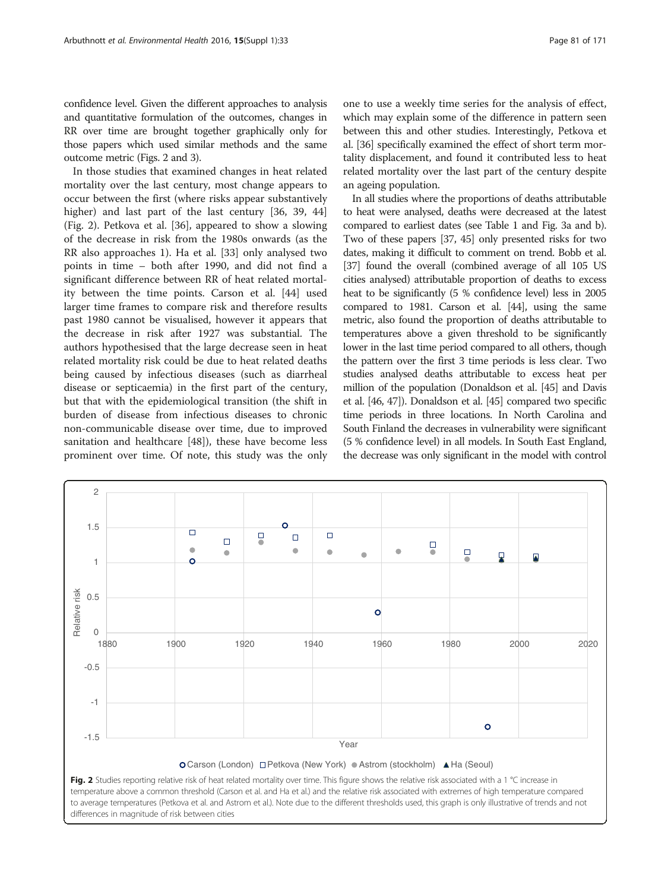confidence level. Given the different approaches to analysis and quantitative formulation of the outcomes, changes in RR over time are brought together graphically only for those papers which used similar methods and the same outcome metric (Figs. 2 and 3).

In those studies that examined changes in heat related mortality over the last century, most change appears to occur between the first (where risks appear substantively higher) and last part of the last century [36, 39, 44] (Fig. 2). Petkova et al. [36], appeared to show a slowing of the decrease in risk from the 1980s onwards (as the RR also approaches 1). Ha et al. [33] only analysed two points in time – both after 1990, and did not find a significant difference between RR of heat related mortality between the time points. Carson et al. [44] used larger time frames to compare risk and therefore results past 1980 cannot be visualised, however it appears that the decrease in risk after 1927 was substantial. The authors hypothesised that the large decrease seen in heat related mortality risk could be due to heat related deaths being caused by infectious diseases (such as diarrheal disease or septicaemia) in the first part of the century, but that with the epidemiological transition (the shift in burden of disease from infectious diseases to chronic non-communicable disease over time, due to improved sanitation and healthcare [48]), these have become less prominent over time. Of note, this study was the only one to use a weekly time series for the analysis of effect, which may explain some of the difference in pattern seen between this and other studies. Interestingly, Petkova et al. [36] specifically examined the effect of short term mortality displacement, and found it contributed less to heat related mortality over the last part of the century despite an ageing population.

In all studies where the proportions of deaths attributable to heat were analysed, deaths were decreased at the latest compared to earliest dates (see Table 1 and Fig. 3a and b). Two of these papers [37, 45] only presented risks for two dates, making it difficult to comment on trend. Bobb et al. [37] found the overall (combined average of all 105 US cities analysed) attributable proportion of deaths to excess heat to be significantly (5 % confidence level) less in 2005 compared to 1981. Carson et al. [44], using the same metric, also found the proportion of deaths attributable to temperatures above a given threshold to be significantly lower in the last time period compared to all others, though the pattern over the first 3 time periods is less clear. Two studies analysed deaths attributable to excess heat per million of the population (Donaldson et al. [45] and Davis et al. [46, 47]). Donaldson et al. [45] compared two specific time periods in three locations. In North Carolina and South Finland the decreases in vulnerability were significant (5 % confidence level) in all models. In South East England, the decrease was only significant in the model with control

**Fig. 2** Studies reporting relative risk of heat related mortality over time. This figure shows the relative risk associated with a 1 °C increase in temperature above a common threshold (Carson et al. and Ha et al.) and the relative risk associated with extremes of high temperature compared to average temperatures (Petkova et al. and Astrom et al.). Note due to the different thresholds used, this graph is only illustrative of trends and not differences in magnitude of risk between cities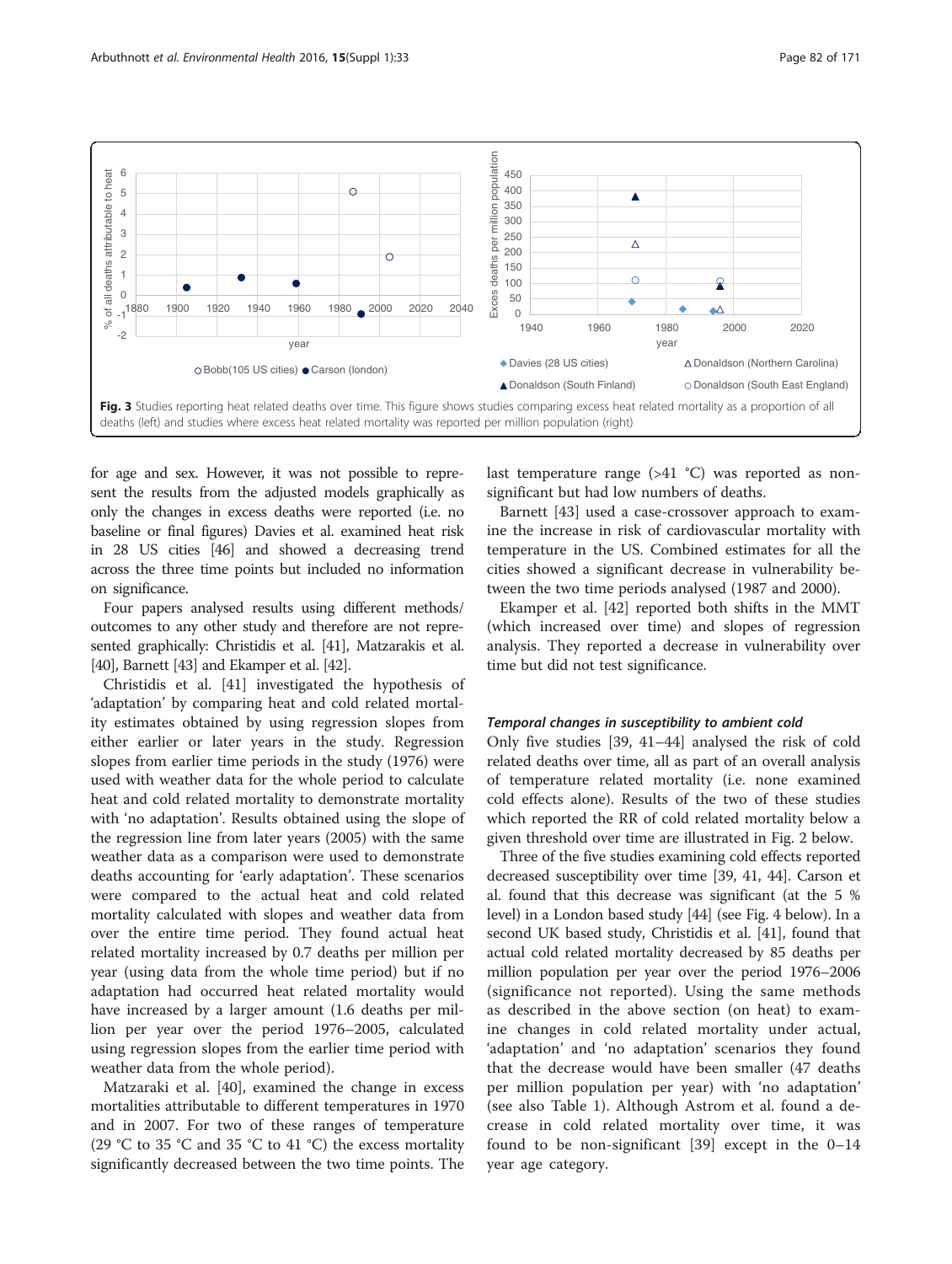**Fig. 3** Studies reporting heat related deaths over time. This figure shows studies comparing excess heat related mortality as a proportion of all deaths (left) and studies where excess heat related mortality was reported per million population (right)

for age and sex. However, it was not possible to represent the results from the adjusted models graphically as only the changes in excess deaths were reported (i.e. no baseline or final figures) Davies et al. examined heat risk in 28 US cities [46] and showed a decreasing trend across the three time points but included no information on significance.

Four papers analysed results using different methods/outcomes to any other study and therefore are not represented graphically: Christidis et al. [41], Matzarakis et al. [40], Barnett [43] and Ekamper et al. [42].

Christidis et al. [41] investigated the hypothesis of 'adaptation' by comparing heat and cold related mortality estimates obtained by using regression slopes from either earlier or later years in the study. Regression slopes from earlier time periods in the study (1976) were used with weather data for the whole period to calculate heat and cold related mortality to demonstrate mortality with 'no adaptation'. Results obtained using the slope of the regression line from later years (2005) with the same weather data as a comparison were used to demonstrate deaths accounting for 'early adaptation'. These scenarios were compared to the actual heat and cold related mortality calculated with slopes and weather data from over the entire time period. They found actual heat related mortality increased by 0.7 deaths per million per year (using data from the whole time period) but if no adaptation had occurred heat related mortality would have increased by a larger amount (1.6 deaths per million per year over the period 1976–2005, calculated using regression slopes from the earlier time period with weather data from the whole period).

Matzaraki et al. [40], examined the change in excess mortalities attributable to different temperatures in 1970 and in 2007. For two of these ranges of temperature (29 °C to 35 °C and 35 °C to 41 °C) the excess mortality significantly decreased between the two time points. The last temperature range (>41 °C) was reported as non-significant but had low numbers of deaths.

Barnett [43] used a case-crossover approach to examine the increase in risk of cardiovascular mortality with temperature in the US. Combined estimates for all the cities showed a significant decrease in vulnerability between the two time periods analysed (1987 and 2000).

Ekamper et al. [42] reported both shifts in the MMT (which increased over time) and slopes of regression analysis. They reported a decrease in vulnerability over time but did not test significance.

#### *Temporal changes in susceptibility to ambient cold*

Only five studies [39, 41–44] analysed the risk of cold related deaths over time, all as part of an overall analysis of temperature related mortality (i.e. none examined cold effects alone). Results of the two of these studies which reported the RR of cold related mortality below a given threshold over time are illustrated in Fig. 2 below.

Three of the five studies examining cold effects reported decreased susceptibility over time [39, 41, 44]. Carson et al. found that this decrease was significant (at the 5 % level) in a London based study [44] (see Fig. 4 below). In a second UK based study, Christidis et al. [41], found that actual cold related mortality decreased by 85 deaths per million population per year over the period 1976–2006 (significance not reported). Using the same methods as described in the above section (on heat) to examine changes in cold related mortality under actual, 'adaptation' and 'no adaptation' scenarios they found that the decrease would have been smaller (47 deaths per million population per year) with 'no adaptation' (see also Table 1). Although Astrom et al. found a decrease in cold related mortality over time, it was found to be non-significant [39] except in the 0–14 year age category.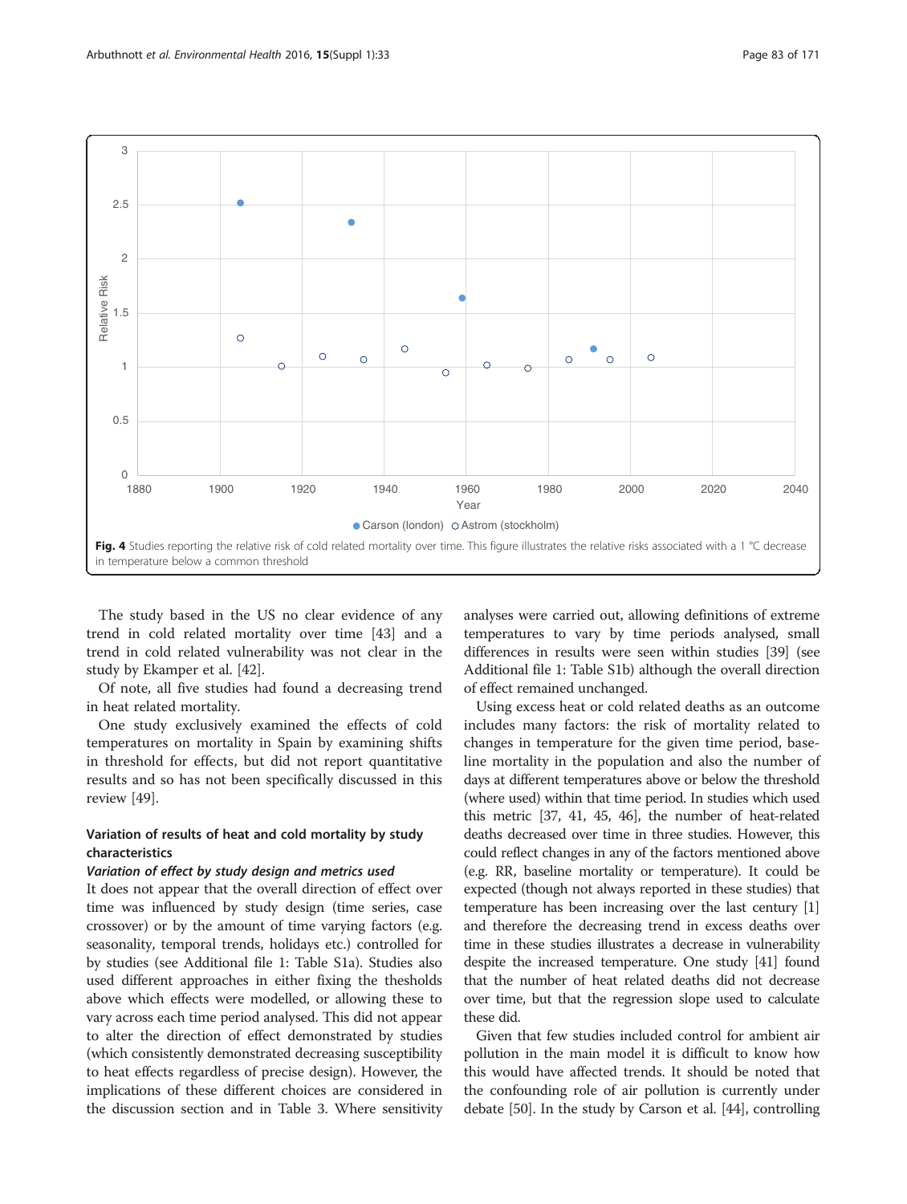Fig. 4 Studies reporting the relative risk of cold related mortality over time. This figure illustrates the relative risks associated with a 1 °C decrease in temperature below a common threshold

The study based in the US no clear evidence of any trend in cold related mortality over time [43] and a trend in cold related vulnerability was not clear in the study by Ekamper et al. [42].

Of note, all five studies had found a decreasing trend in heat related mortality.

One study exclusively examined the effects of cold temperatures on mortality in Spain by examining shifts in threshold for effects, but did not report quantitative results and so has not been specifically discussed in this review [49].

## Variation of results of heat and cold mortality by study characteristics

### *Variation of effect by study design and metrics used*

It does not appear that the overall direction of effect over time was influenced by study design (time series, case crossover) or by the amount of time varying factors (e.g. seasonality, temporal trends, holidays etc.) controlled for by studies (see Additional file 1: Table S1a). Studies also used different approaches in either fixing the thesholds above which effects were modelled, or allowing these to vary across each time period analysed. This did not appear to alter the direction of effect demonstrated by studies (which consistently demonstrated decreasing susceptibility to heat effects regardless of precise design). However, the implications of these different choices are considered in the discussion section and in Table 3. Where sensitivity analyses were carried out, allowing definitions of extreme temperatures to vary by time periods analysed, small differences in results were seen within studies [39] (see Additional file 1: Table S1b) although the overall direction of effect remained unchanged.

Using excess heat or cold related deaths as an outcome includes many factors: the risk of mortality related to changes in temperature for the given time period, baseline mortality in the population and also the number of days at different temperatures above or below the threshold (where used) within that time period. In studies which used this metric [37, 41, 45, 46], the number of heat-related deaths decreased over time in three studies. However, this could reflect changes in any of the factors mentioned above (e.g. RR, baseline mortality or temperature). It could be expected (though not always reported in these studies) that temperature has been increasing over the last century [1] and therefore the decreasing trend in excess deaths over time in these studies illustrates a decrease in vulnerability despite the increased temperature. One study [41] found that the number of heat related deaths did not decrease over time, but that the regression slope used to calculate these did.

Given that few studies included control for ambient air pollution in the main model it is difficult to know how this would have affected trends. It should be noted that the confounding role of air pollution is currently under debate [50]. In the study by Carson et al. [44], controlling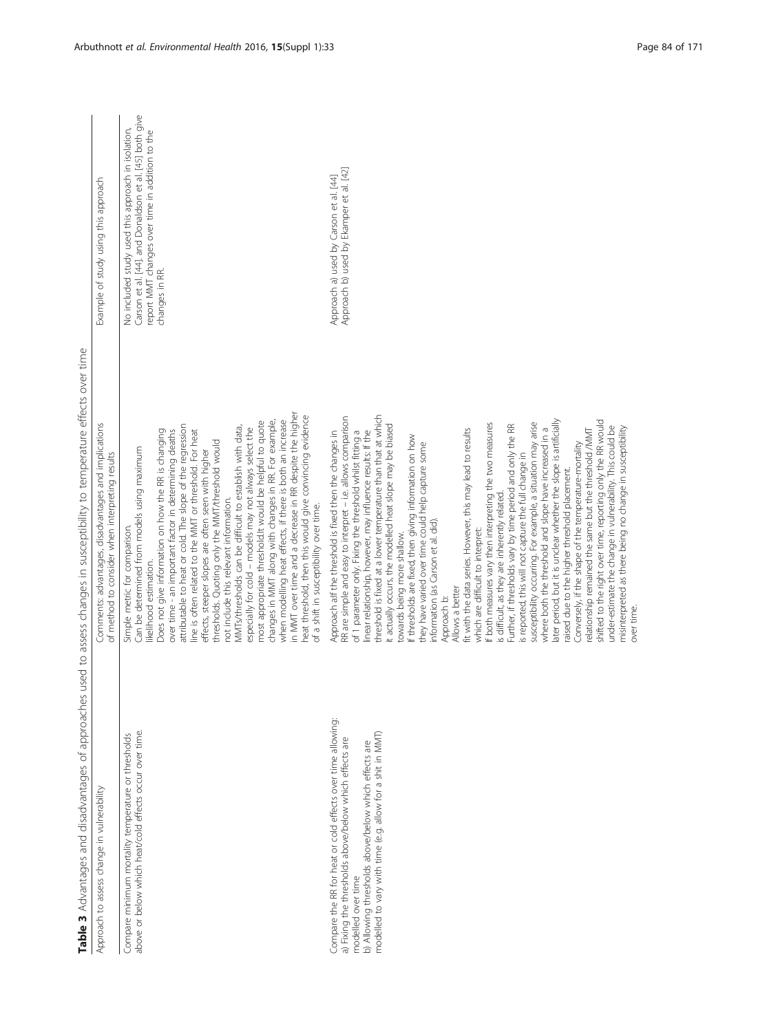**Table 3** Advantages and disadvantages of approaches used to assess changes in susceptibility to temperature effects over time

| Approach to assess change in vulnerability | Comments: advantages, disadvantages and implications of method to consider when interpreting results | Example of study using this approach |
| --- | --- | --- |
| Compare minimum mortality temperature or thresholds above or below which heat/cold effects occur over time. | Simple metric for comparison. Can be determined from models using maximum likelihood estimation. Does not give information on how the RR is changing over time - an important factor in determining deaths attributable to heat or cold. The slope of the regression line is often related to the MMT or threshold. For heat effects, steeper slopes are often seen with higher thresholds. Quoting only the MMT/threshold would not include this relevant information. MMTs/thresholds can be difficult to establish with data, especially for cold – models may not always select the most appropriate threshold.It would be helpful to quote changes in MMT along with changes in RR. For example, when modelling heat effects, if there is both an increase in MMT over time and a decrease in RR despite the higher heat threshold, then this would give convincing evidence of a shift in susceptibility over time. | No included study used this approach in isolation, Carson et al. [44], and Donaldson et al. [45] both give report MMT changes over time in addition to the changes in RR. |
| Compare the RR for heat or cold effects over time allowing: a) Fixing the thresholds above/below which effects are modelled over time b) Allowing thresholds above/below which effects are modelled to vary with time (e.g. allow for a shit in MMT) | Approach a:If the threshold is fixed then the changes in RR are simple and easy to interpret – i.e. allows comparison of 1 parameter only. Fixing the threshold whilst fitting a linear relationship, however, may influence results: If the threshold is fixed at a lower temperature than that at which it actually occurs, the modelled heat slope may be biased towards being more shallow. If thresholds are fixed, then giving information on how they have varied over time could help capture some information (as Carson et al. did). Approach b: Allows a better fit with the data series. However, this may lead to results which are difficult to interpret: If both measures vary then interpreting the two measures is difficult, as they are inherently related. Further, if thresholds vary by time period and only the RR is reported, this will not capture the full change in susceptibility occurring. For example, a situation may arise where both the threshold and slope have increased in a later period, but it is unclear whether the slope is artificially raised due to the higher threshold placement. Conversely, if the shape of the temperature-mortality relationship remained the same but the threshold /MMT shifted to the right over time, reporting only the RR would under-estimate the change in vulnerability. This could be misinterpreted as there being no change in susceptibility over time. | Approach a) used by Carson et al. [44] Approach b) used by Ekamper et al. [42] |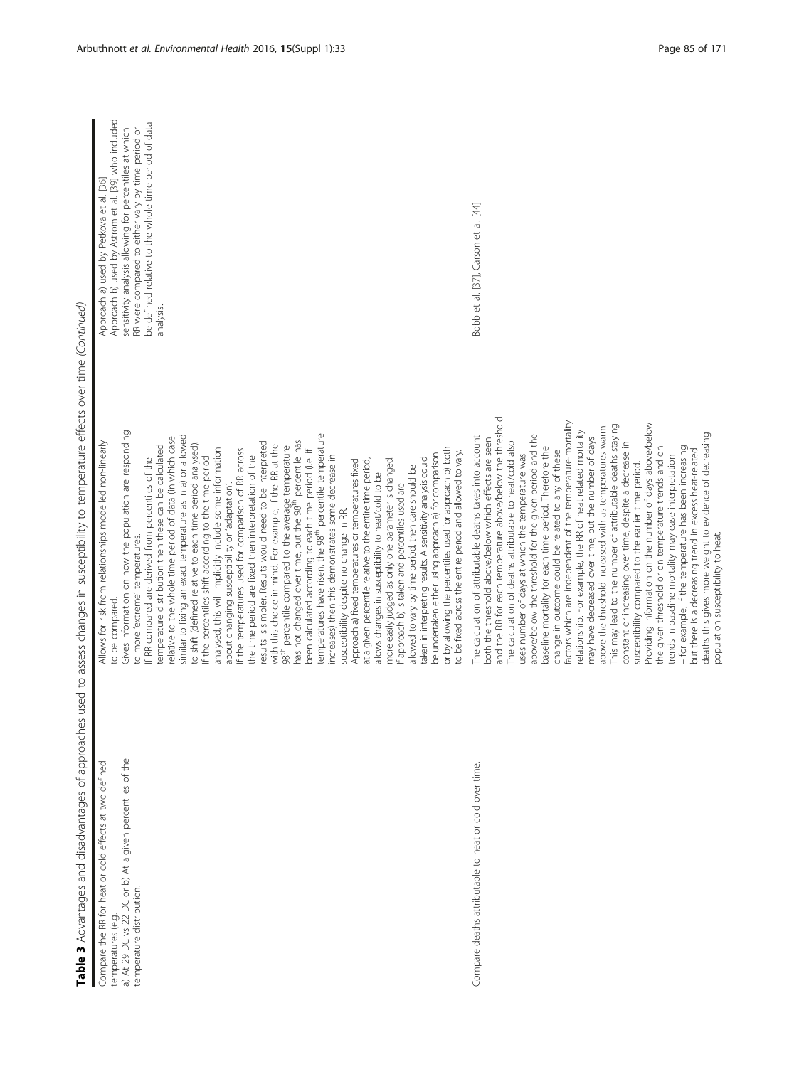**Table 3** Advantages and disadvantages of approaches used to assess changes in susceptibility to temperature effects over time *(Continued)*

| | | |
|---|---|---|
| Compare the RR for heat or cold effects at two defined temperatures (e.g. a) At 29 DC vs 22 DC or b) At a given percentiles of the temperature distribution. | Allows for risk from relationships modelled non-linearly to be compared. Gives information on how the population are responding to more 'extreme' temperatures. If RR compared are derived from percentiles of the temperature distribution then these can be calculated relative to the whole time period of data (in which case similar to fixing an exact temperature as in a) or allowed to shift (defined relative to each time period analysed). If the percentiles shift according to the time period analysed, this will implicitly include some information about changing susceptibility or 'adaptation'. If the temperatures used for comparison of RR across the time period are fixed then interpretation of the results is simpler. Results would need to be interpreted with this choice in mind. For example, if the RR at the 98[th] percentile compared to the average temperature has not changed over time, but the 98[th] percentile has been calculated according to each time period (i.e. if temperatures have risen, the 98[th] percentile temperature increases) then this demonstrates some decrease in susceptibility despite no change in RR. Approach a) fixed temperatures or temperatures fixed at a given percentile relative to the entire time period, allows changes in susceptibility to heat/cold to be more easily judged as only one parameter is changed. If approach b) is taken and percentiles used are allowed to vary by time period, then care should be taken in interpreting results. A sensitivity analysis could be undertaken either using approach a) for comparison or by allowing the percentiles used for approach b) both to be fixed across the entire period and allowed to vary. | Approach a) used by Petkova et al. [36] Approach b) used by Astrom et al. [39] who included sensitivity analysis allowing for percentiles at which RR were compared to either vary by time period or be defined relative to the whole time period of data analysis. |
| Compare deaths attributable to heat or cold over time. | The calculation of attributable deaths takes into account both the threshold above/below which effects are seen and the RR for each temperature above/below the threshold. The calculation of deaths attributable to heat/cold also uses number of days at which the temperature was above/below the threshold for the given period and the baseline mortality for each time period. Therefore the change in outcome could be related to any of these factors which are independent of the temperature-mortality relationship. For example, the RR of heat related mortality may have decreased over time, but the number of days above the threshold increased with as temperatures warm. This may lead to the number of attributable deaths staying constant or increasing over time, despite a decrease in susceptibility compared to the earlier time period. Providing information on the number of days above/below the given threshold or on temperature trends and on trends in baseline mortality may ease interpretation – for example, if the temperature has been increasing but there is a decreasing trend in excess heat-related deaths this gives more weight to evidence of decreasing population susceptibility to heat. | Bobb et al. [37], Carson et al. [44] |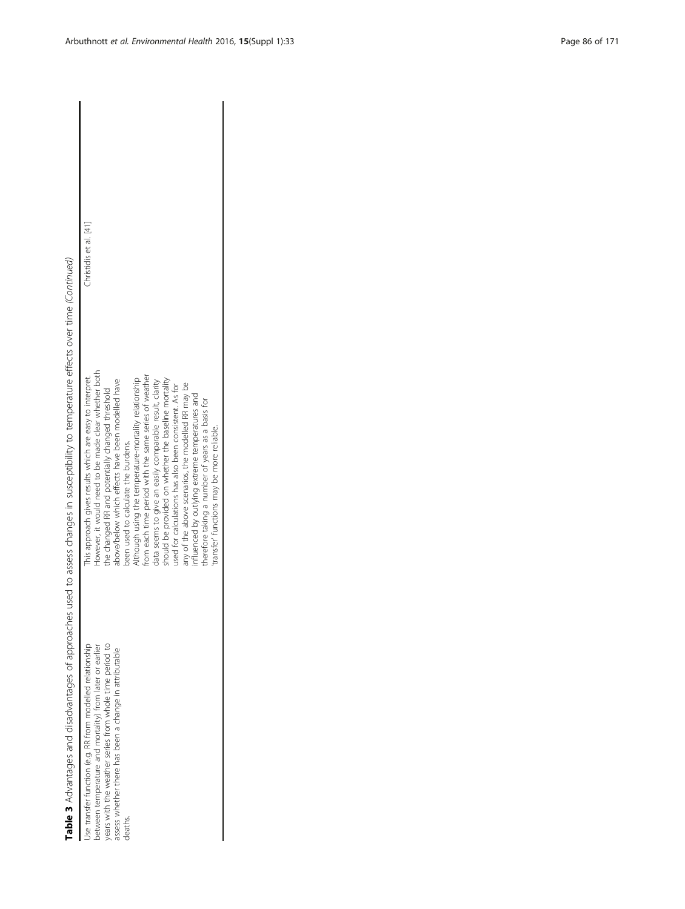**Table 3** Advantages and disadvantages of approaches used to assess changes in susceptibility to temperature effects over time *(Continued)*

| | | |
|---|---|---|
| Use transfer function (e.g. RR from modelled relationship between temperature and mortality) from later or earlier years with the weather series from whole time period to assess whether there has been a change in attributable deaths. | This approach gives results which are easy to interpret. However, it would need to be made clear whether both the changed RR and potentially changed threshold above/below which effects have been modelled have been used to calculate the burdens. Although using the temperature-mortality relationship from each time period with the same series of weather data seems to give an easily comparable result, clarity should be provided on whether the baseline mortality used for calculations has also been consistent. As for any of the above scenarios, the modelled RR may be influenced by outlying extreme temperatures and therefore taking a number of years as a basis for 'transfer' functions may be more reliable. | Christidis et al. [41] |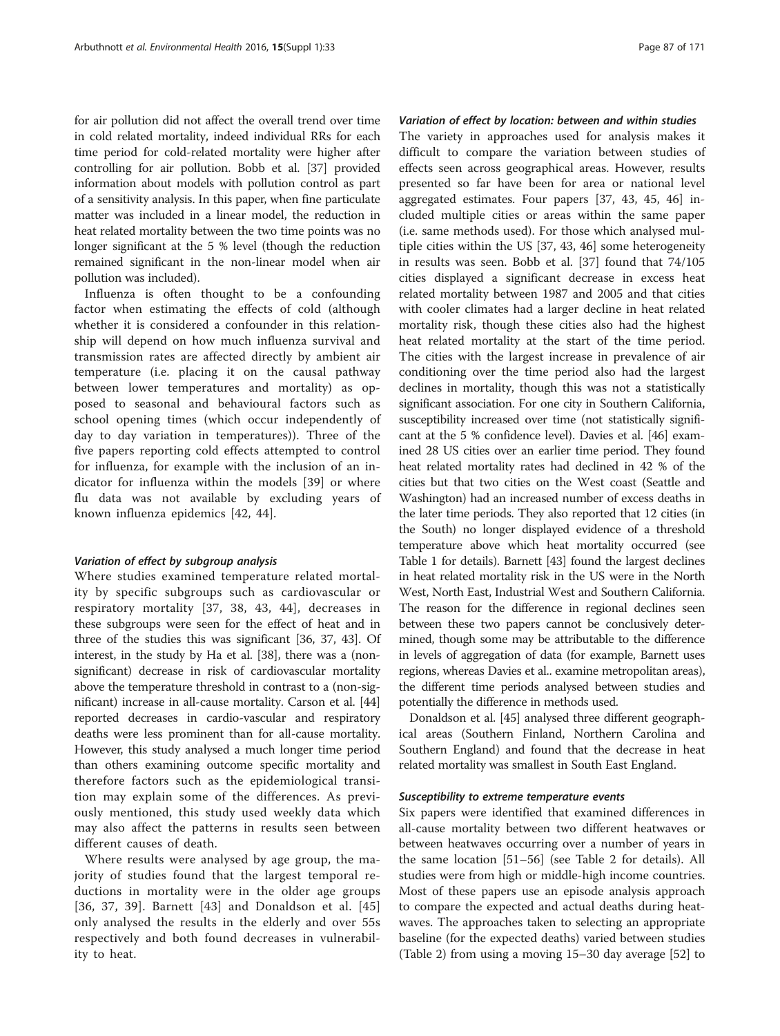for air pollution did not affect the overall trend over time in cold related mortality, indeed individual RRs for each time period for cold-related mortality were higher after controlling for air pollution. Bobb et al. [37] provided information about models with pollution control as part of a sensitivity analysis. In this paper, when fine particulate matter was included in a linear model, the reduction in heat related mortality between the two time points was no longer significant at the 5 % level (though the reduction remained significant in the non-linear model when air pollution was included).

Influenza is often thought to be a confounding factor when estimating the effects of cold (although whether it is considered a confounder in this relationship will depend on how much influenza survival and transmission rates are affected directly by ambient air temperature (i.e. placing it on the causal pathway between lower temperatures and mortality) as opposed to seasonal and behavioural factors such as school opening times (which occur independently of day to day variation in temperatures)). Three of the five papers reporting cold effects attempted to control for influenza, for example with the inclusion of an indicator for influenza within the models [39] or where flu data was not available by excluding years of known influenza epidemics [42, 44].

#### *Variation of effect by subgroup analysis*

Where studies examined temperature related mortality by specific subgroups such as cardiovascular or respiratory mortality [37, 38, 43, 44], decreases in these subgroups were seen for the effect of heat and in three of the studies this was significant [36, 37, 43]. Of interest, in the study by Ha et al. [38], there was a (non-significant) decrease in risk of cardiovascular mortality above the temperature threshold in contrast to a (non-significant) increase in all-cause mortality. Carson et al. [44] reported decreases in cardio-vascular and respiratory deaths were less prominent than for all-cause mortality. However, this study analysed a much longer time period than others examining outcome specific mortality and therefore factors such as the epidemiological transition may explain some of the differences. As previously mentioned, this study used weekly data which may also affect the patterns in results seen between different causes of death.

Where results were analysed by age group, the majority of studies found that the largest temporal reductions in mortality were in the older age groups [36, 37, 39]. Barnett [43] and Donaldson et al. [45] only analysed the results in the elderly and over 55s respectively and both found decreases in vulnerability to heat.

#### *Variation of effect by location: between and within studies*

The variety in approaches used for analysis makes it difficult to compare the variation between studies of effects seen across geographical areas. However, results presented so far have been for area or national level aggregated estimates. Four papers [37, 43, 45, 46] included multiple cities or areas within the same paper (i.e. same methods used). For those which analysed multiple cities within the US [37, 43, 46] some heterogeneity in results was seen. Bobb et al. [37] found that 74/105 cities displayed a significant decrease in excess heat related mortality between 1987 and 2005 and that cities with cooler climates had a larger decline in heat related mortality risk, though these cities also had the highest heat related mortality at the start of the time period. The cities with the largest increase in prevalence of air conditioning over the time period also had the largest declines in mortality, though this was not a statistically significant association. For one city in Southern California, susceptibility increased over time (not statistically significant at the 5 % confidence level). Davies et al. [46] examined 28 US cities over an earlier time period. They found heat related mortality rates had declined in 42 % of the cities but that two cities on the West coast (Seattle and Washington) had an increased number of excess deaths in the later time periods. They also reported that 12 cities (in the South) no longer displayed evidence of a threshold temperature above which heat mortality occurred (see Table 1 for details). Barnett [43] found the largest declines in heat related mortality risk in the US were in the North West, North East, Industrial West and Southern California. The reason for the difference in regional declines seen between these two papers cannot be conclusively determined, though some may be attributable to the difference in levels of aggregation of data (for example, Barnett uses regions, whereas Davies et al.. examine metropolitan areas), the different time periods analysed between studies and potentially the difference in methods used.

Donaldson et al. [45] analysed three different geographical areas (Southern Finland, Northern Carolina and Southern England) and found that the decrease in heat related mortality was smallest in South East England.

#### *Susceptibility to extreme temperature events*

Six papers were identified that examined differences in all-cause mortality between two different heatwaves or between heatwaves occurring over a number of years in the same location [51–56] (see Table 2 for details). All studies were from high or middle-high income countries. Most of these papers use an episode analysis approach to compare the expected and actual deaths during heatwaves. The approaches taken to selecting an appropriate baseline (for the expected deaths) varied between studies (Table 2) from using a moving 15–30 day average [52] to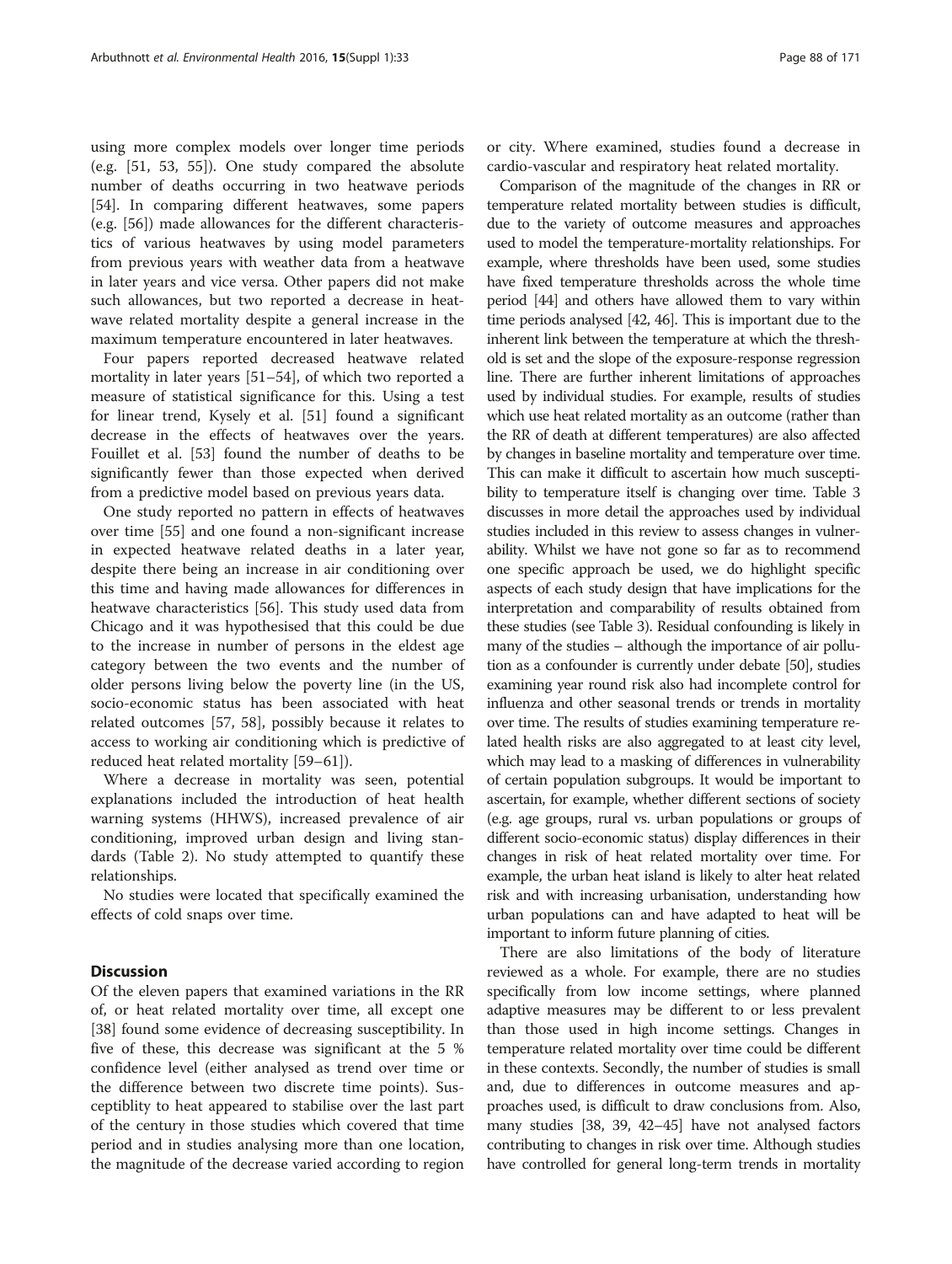using more complex models over longer time periods (e.g. [51, 53, 55]). One study compared the absolute number of deaths occurring in two heatwave periods [54]. In comparing different heatwaves, some papers (e.g. [56]) made allowances for the different characteristics of various heatwaves by using model parameters from previous years with weather data from a heatwave in later years and vice versa. Other papers did not make such allowances, but two reported a decrease in heatwave related mortality despite a general increase in the maximum temperature encountered in later heatwaves.

Four papers reported decreased heatwave related mortality in later years [51–54], of which two reported a measure of statistical significance for this. Using a test for linear trend, Kysely et al. [51] found a significant decrease in the effects of heatwaves over the years. Fouillet et al. [53] found the number of deaths to be significantly fewer than those expected when derived from a predictive model based on previous years data.

One study reported no pattern in effects of heatwaves over time [55] and one found a non-significant increase in expected heatwave related deaths in a later year, despite there being an increase in air conditioning over this time and having made allowances for differences in heatwave characteristics [56]. This study used data from Chicago and it was hypothesised that this could be due to the increase in number of persons in the eldest age category between the two events and the number of older persons living below the poverty line (in the US, socio-economic status has been associated with heat related outcomes [57, 58], possibly because it relates to access to working air conditioning which is predictive of reduced heat related mortality [59–61]).

Where a decrease in mortality was seen, potential explanations included the introduction of heat health warning systems (HHWS), increased prevalence of air conditioning, improved urban design and living standards (Table 2). No study attempted to quantify these relationships.

No studies were located that specifically examined the effects of cold snaps over time.

## Discussion

Of the eleven papers that examined variations in the RR of, or heat related mortality over time, all except one [38] found some evidence of decreasing susceptibility. In five of these, this decrease was significant at the 5 % confidence level (either analysed as trend over time or the difference between two discrete time points). Susceptiblity to heat appeared to stabilise over the last part of the century in those studies which covered that time period and in studies analysing more than one location, the magnitude of the decrease varied according to region or city. Where examined, studies found a decrease in cardio-vascular and respiratory heat related mortality.

Comparison of the magnitude of the changes in RR or temperature related mortality between studies is difficult, due to the variety of outcome measures and approaches used to model the temperature-mortality relationships. For example, where thresholds have been used, some studies have fixed temperature thresholds across the whole time period [44] and others have allowed them to vary within time periods analysed [42, 46]. This is important due to the inherent link between the temperature at which the threshold is set and the slope of the exposure-response regression line. There are further inherent limitations of approaches used by individual studies. For example, results of studies which use heat related mortality as an outcome (rather than the RR of death at different temperatures) are also affected by changes in baseline mortality and temperature over time. This can make it difficult to ascertain how much susceptibility to temperature itself is changing over time. Table 3 discusses in more detail the approaches used by individual studies included in this review to assess changes in vulnerability. Whilst we have not gone so far as to recommend one specific approach be used, we do highlight specific aspects of each study design that have implications for the interpretation and comparability of results obtained from these studies (see Table 3). Residual confounding is likely in many of the studies – although the importance of air pollution as a confounder is currently under debate [50], studies examining year round risk also had incomplete control for influenza and other seasonal trends or trends in mortality over time. The results of studies examining temperature related health risks are also aggregated to at least city level, which may lead to a masking of differences in vulnerability of certain population subgroups. It would be important to ascertain, for example, whether different sections of society (e.g. age groups, rural vs. urban populations or groups of different socio-economic status) display differences in their changes in risk of heat related mortality over time. For example, the urban heat island is likely to alter heat related risk and with increasing urbanisation, understanding how urban populations can and have adapted to heat will be important to inform future planning of cities.

There are also limitations of the body of literature reviewed as a whole. For example, there are no studies specifically from low income settings, where planned adaptive measures may be different to or less prevalent than those used in high income settings. Changes in temperature related mortality over time could be different in these contexts. Secondly, the number of studies is small and, due to differences in outcome measures and approaches used, is difficult to draw conclusions from. Also, many studies [38, 39, 42–45] have not analysed factors contributing to changes in risk over time. Although studies have controlled for general long-term trends in mortality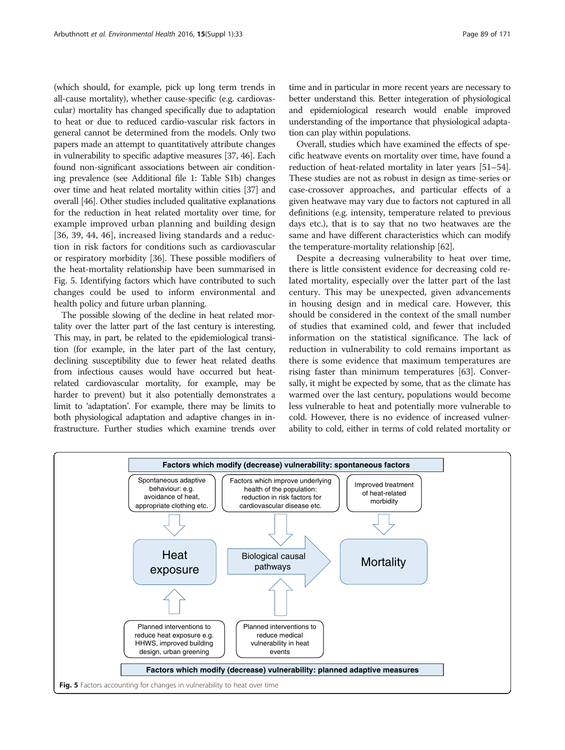(which should, for example, pick up long term trends in all-cause mortality), whether cause-specific (e.g. cardiovascular) mortality has changed specifically due to adaptation to heat or due to reduced cardio-vascular risk factors in general cannot be determined from the models. Only two papers made an attempt to quantitatively attribute changes in vulnerability to specific adaptive measures [37, 46]. Each found non-significant associations between air conditioning prevalence (see Additional file 1: Table S1b) changes over time and heat related mortality within cities [37] and overall [46]. Other studies included qualitative explanations for the reduction in heat related mortality over time, for example improved urban planning and building design [36, 39, 44, 46], increased living standards and a reduction in risk factors for conditions such as cardiovascular or respiratory morbidity [36]. These possible modifiers of the heat-mortality relationship have been summarised in Fig. 5. Identifying factors which have contributed to such changes could be used to inform environmental and health policy and future urban planning.

The possible slowing of the decline in heat related mortality over the latter part of the last century is interesting. This may, in part, be related to the epidemiological transition (for example, in the later part of the last century, declining susceptibility due to fewer heat related deaths from infectious causes would have occurred but heat-related cardiovascular mortality, for example, may be harder to prevent) but it also potentially demonstrates a limit to 'adaptation'. For example, there may be limits to both physiological adaptation and adaptive changes in infrastructure. Further studies which examine trends over time and in particular in more recent years are necessary to better understand this. Better integeration of physiological and epidemiological research would enable improved understanding of the importance that physiological adaptation can play within populations.

Overall, studies which have examined the effects of specific heatwave events on mortality over time, have found a reduction of heat-related mortality in later years [51–54]. These studies are not as robust in design as time-series or case-crossover approaches, and particular effects of a given heatwave may vary due to factors not captured in all definitions (e.g. intensity, temperature related to previous days etc.), that is to say that no two heatwaves are the same and have different characteristics which can modify the temperature-mortality relationship [62].

Despite a decreasing vulnerability to heat over time, there is little consistent evidence for decreasing cold related mortality, especially over the latter part of the last century. This may be unexpected, given advancements in housing design and in medical care. However, this should be considered in the context of the small number of studies that examined cold, and fewer that included information on the statistical significance. The lack of reduction in vulnerability to cold remains important as there is some evidence that maximum temperatures are rising faster than minimum temperatures [63]. Conversally, it might be expected by some, that as the climate has warmed over the last century, populations would become less vulnerable to heat and potentially more vulnerable to cold. However, there is no evidence of increased vulnerability to cold, either in terms of cold related mortality or

**Factors which modify (decrease) vulnerability: spontaneous factors**

- Spontaneous adaptive behaviour: e.g. avoidance of heat, appropriate clothing etc.
- Factors which improve underlying health of the population: reduction in risk factors for cardiovascular disease etc.
- Improved treatment of heat-related morbidity

Heat exposure → Biological causal pathways → Mortality

- Planned interventions to reduce heat exposure e.g. HHWS, improved building design, urban greening
- Planned interventions to reduce medical vulnerability in heat events

**Factors which modify (decrease) vulnerability: planned adaptive measures**

**Fig. 5** Factors accounting for changes in vulnerability to heat over time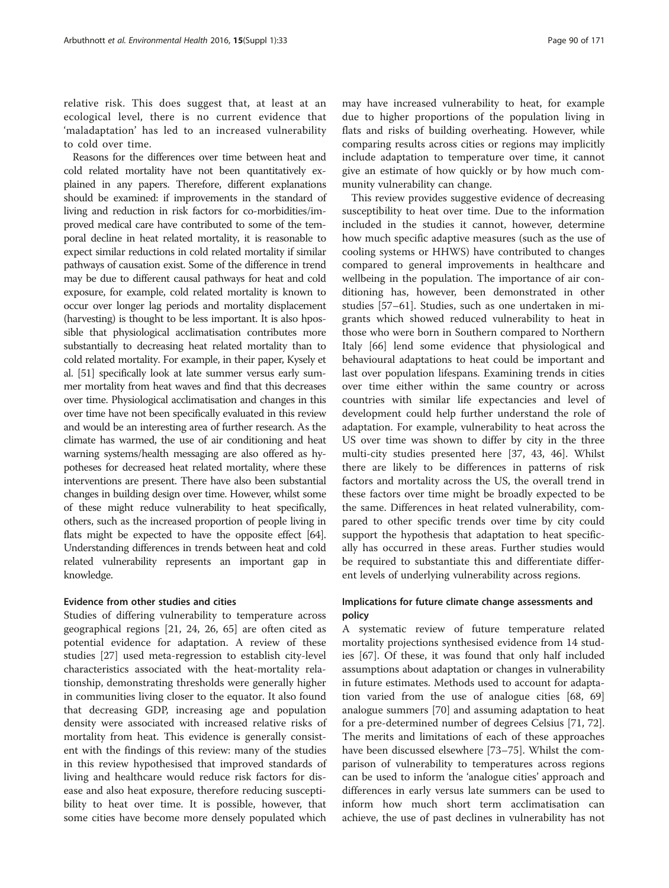relative risk. This does suggest that, at least at an ecological level, there is no current evidence that 'maladaptation' has led to an increased vulnerability to cold over time.

Reasons for the differences over time between heat and cold related mortality have not been quantitatively explained in any papers. Therefore, different explanations should be examined: if improvements in the standard of living and reduction in risk factors for co-morbidities/improved medical care have contributed to some of the temporal decline in heat related mortality, it is reasonable to expect similar reductions in cold related mortality if similar pathways of causation exist. Some of the difference in trend may be due to different causal pathways for heat and cold exposure, for example, cold related mortality is known to occur over longer lag periods and mortality displacement (harvesting) is thought to be less important. It is also hpossible that physiological acclimatisation contributes more substantially to decreasing heat related mortality than to cold related mortality. For example, in their paper, Kysely et al. [51] specifically look at late summer versus early summer mortality from heat waves and find that this decreases over time. Physiological acclimatisation and changes in this over time have not been specifically evaluated in this review and would be an interesting area of further research. As the climate has warmed, the use of air conditioning and heat warning systems/health messaging are also offered as hypotheses for decreased heat related mortality, where these interventions are present. There have also been substantial changes in building design over time. However, whilst some of these might reduce vulnerability to heat specifically, others, such as the increased proportion of people living in flats might be expected to have the opposite effect [64]. Understanding differences in trends between heat and cold related vulnerability represents an important gap in knowledge.

### Evidence from other studies and cities

Studies of differing vulnerability to temperature across geographical regions [21, 24, 26, 65] are often cited as potential evidence for adaptation. A review of these studies [27] used meta-regression to establish city-level characteristics associated with the heat-mortality relationship, demonstrating thresholds were generally higher in communities living closer to the equator. It also found that decreasing GDP, increasing age and population density were associated with increased relative risks of mortality from heat. This evidence is generally consistent with the findings of this review: many of the studies in this review hypothesised that improved standards of living and healthcare would reduce risk factors for disease and also heat exposure, therefore reducing susceptibility to heat over time. It is possible, however, that some cities have become more densely populated which may have increased vulnerability to heat, for example due to higher proportions of the population living in flats and risks of building overheating. However, while comparing results across cities or regions may implicitly include adaptation to temperature over time, it cannot give an estimate of how quickly or by how much community vulnerability can change.

This review provides suggestive evidence of decreasing susceptibility to heat over time. Due to the information included in the studies it cannot, however, determine how much specific adaptive measures (such as the use of cooling systems or HHWS) have contributed to changes compared to general improvements in healthcare and wellbeing in the population. The importance of air conditioning has, however, been demonstrated in other studies [57–61]. Studies, such as one undertaken in migrants which showed reduced vulnerability to heat in those who were born in Southern compared to Northern Italy [66] lend some evidence that physiological and behavioural adaptations to heat could be important and last over population lifespans. Examining trends in cities over time either within the same country or across countries with similar life expectancies and level of development could help further understand the role of adaptation. For example, vulnerability to heat across the US over time was shown to differ by city in the three multi-city studies presented here [37, 43, 46]. Whilst there are likely to be differences in patterns of risk factors and mortality across the US, the overall trend in these factors over time might be broadly expected to be the same. Differences in heat related vulnerability, compared to other specific trends over time by city could support the hypothesis that adaptation to heat specifically has occurred in these areas. Further studies would be required to substantiate this and differentiate different levels of underlying vulnerability across regions.

### Implications for future climate change assessments and policy

A systematic review of future temperature related mortality projections synthesised evidence from 14 studies [67]. Of these, it was found that only half included assumptions about adaptation or changes in vulnerability in future estimates. Methods used to account for adaptation varied from the use of analogue cities [68, 69] analogue summers [70] and assuming adaptation to heat for a pre-determined number of degrees Celsius [71, 72]. The merits and limitations of each of these approaches have been discussed elsewhere [73–75]. Whilst the comparison of vulnerability to temperatures across regions can be used to inform the 'analogue cities' approach and differences in early versus late summers can be used to inform how much short term acclimatisation can achieve, the use of past declines in vulnerability has not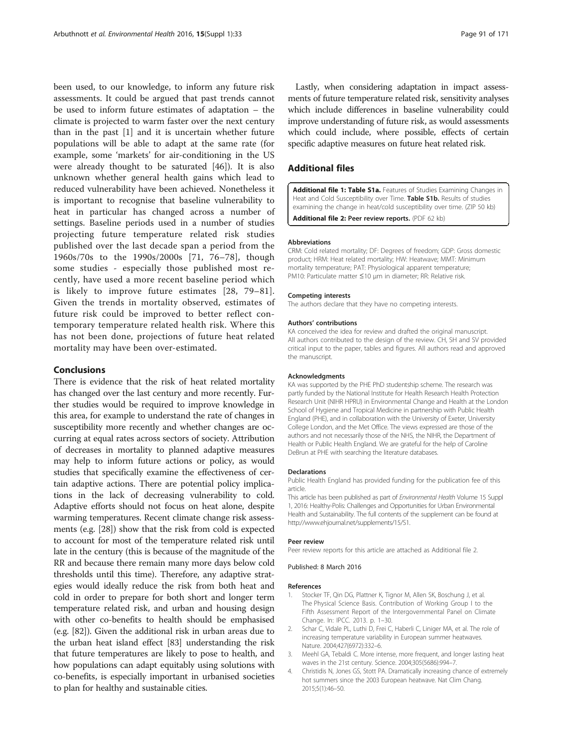been used, to our knowledge, to inform any future risk assessments. It could be argued that past trends cannot be used to inform future estimates of adaptation – the climate is projected to warm faster over the next century than in the past [1] and it is uncertain whether future populations will be able to adapt at the same rate (for example, some 'markets' for air-conditioning in the US were already thought to be saturated [46]). It is also unknown whether general health gains which lead to reduced vulnerability have been achieved. Nonetheless it is important to recognise that baseline vulnerability to heat in particular has changed across a number of settings. Baseline periods used in a number of studies projecting future temperature related risk studies published over the last decade span a period from the 1960s/70s to the 1990s/2000s [71, 76–78], though some studies - especially those published most recently, have used a more recent baseline period which is likely to improve future estimates [28, 79–81]. Given the trends in mortality observed, estimates of future risk could be improved to better reflect contemporary temperature related health risk. Where this has not been done, projections of future heat related mortality may have been over-estimated.

## Conclusions

There is evidence that the risk of heat related mortality has changed over the last century and more recently. Further studies would be required to improve knowledge in this area, for example to understand the rate of changes in susceptibility more recently and whether changes are occurring at equal rates across sectors of society. Attribution of decreases in mortality to planned adaptive measures may help to inform future actions or policy, as would studies that specifically examine the effectiveness of certain adaptive actions. There are potential policy implications in the lack of decreasing vulnerability to cold. Adaptive efforts should not focus on heat alone, despite warming temperatures. Recent climate change risk assessments (e.g. [28]) show that the risk from cold is expected to account for most of the temperature related risk until late in the century (this is because of the magnitude of the RR and because there remain many more days below cold thresholds until this time). Therefore, any adaptive strategies would ideally reduce the risk from both heat and cold in order to prepare for both short and longer term temperature related risk, and urban and housing design with other co-benefits to health should be emphasised (e.g. [82]). Given the additional risk in urban areas due to the urban heat island effect [83] understanding the risk that future temperatures are likely to pose to health, and how populations can adapt equitably using solutions with co-benefits, is especially important in urbanised societies to plan for healthy and sustainable cities.

Lastly, when considering adaptation in impact assessments of future temperature related risk, sensitivity analyses which include differences in baseline vulnerability could improve understanding of future risk, as would assessments which could include, where possible, effects of certain specific adaptive measures on future heat related risk.

## Additional files

**Additional file 1: Table S1a.** Features of Studies Examining Changes in Heat and Cold Susceptibility over Time. **Table S1b.** Results of studies examining the change in heat/cold susceptibility over time. (ZIP 50 kb)

**Additional file 2: Peer review reports.** (PDF 62 kb)

#### Abbreviations

CRM: Cold related mortality; DF: Degrees of freedom; GDP: Gross domestic product; HRM: Heat related mortality; HW: Heatwave; MMT: Minimum mortality temperature; PAT: Physiological apparent temperature; PM10: Particulate matter ≤10 μm in diameter; RR: Relative risk.

#### Competing interests

The authors declare that they have no competing interests.

#### Authors' contributions

KA conceived the idea for review and drafted the original manuscript. All authors contributed to the design of the review. CH, SH and SV provided critical input to the paper, tables and figures. All authors read and approved the manuscript.

#### Acknowledgments

KA was supported by the PHE PhD studentship scheme. The research was partly funded by the National Institute for Health Research Health Protection Research Unit (NIHR HPRU) in Environmental Change and Health at the London School of Hygiene and Tropical Medicine in partnership with Public Health England (PHE), and in collaboration with the University of Exeter, University College London, and the Met Office. The views expressed are those of the authors and not necessarily those of the NHS, the NIHR, the Department of Health or Public Health England. We are grateful for the help of Caroline DeBrun at PHE with searching the literature databases.

#### Declarations

Public Health England has provided funding for the publication fee of this article.

This article has been published as part of *Environmental Health* Volume 15 Suppl 1, 2016: Healthy-Polis: Challenges and Opportunities for Urban Environmental Health and Sustainability. The full contents of the supplement can be found at http://www.ehjournal.net/supplements/15/S1.

#### Peer review

Peer review reports for this article are attached as Additional file 2.

Published: 8 March 2016

#### References

1. Stocker TF, Qin DG, Plattner K, Tignor M, Allen SK, Boschung J, et al. The Physical Science Basis. Contribution of Working Group I to the Fifth Assessment Report of the Intergovernmental Panel on Climate Change. In: IPCC. 2013. p. 1–30.
2. Schar C, Vidale PL, Luthi D, Frei C, Haberli C, Liniger MA, et al. The role of increasing temperature variability in European summer heatwaves. Nature. 2004;427(6972):332–6.
3. Meehl GA, Tebaldi C. More intense, more frequent, and longer lasting heat waves in the 21st century. Science. 2004;305(5686):994–7.
4. Christidis N, Jones GS, Stott PA. Dramatically increasing chance of extremely hot summers since the 2003 European heatwave. Nat Clim Chang. 2015;5(1):46–50.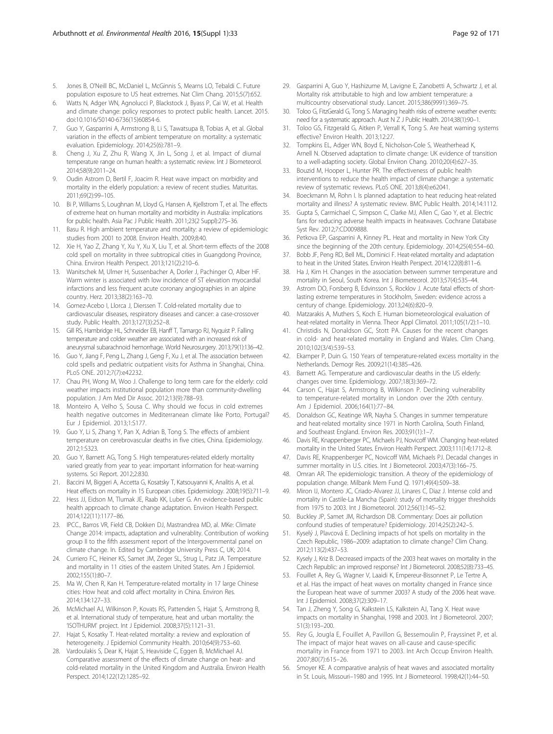5. Jones B, O'Neill BC, McDaniel L, McGinnis S, Mearns LO, Tebaldi C. Future population exposure to US heat extremes. Nat Clim Chang. 2015;5(7):652.
6. Watts N, Adger WN, Agnolucci P, Blackstock J, Byass P, Cai W, et al. Health and climate change: policy responses to protect public health. Lancet. 2015. doi:10.1016/S0140-6736(15)60854-6.
7. Guo Y, Gasparrini A, Armstrong B, Li S, Tawatsupa B, Tobias A, et al. Global variation in the effects of ambient temperature on mortality: a systematic evaluation. Epidemiology. 2014;25(6):781–9.
8. Cheng J, Xu Z, Zhu R, Wang X, Jin L, Song J, et al. Impact of diurnal temperature range on human health: a systematic review. Int J Biometeorol. 2014;58(9):2011–24.
9. Oudin Astrom D, Bertil F, Joacim R. Heat wave impact on morbidity and mortality in the elderly population: a review of recent studies. Maturitas. 2011;69(2):99–105.
10. Bi P, Williams S, Loughnan M, Lloyd G, Hansen A, Kjellstrom T, et al. The effects of extreme heat on human mortality and morbidity in Australia: implications for public health. Asia Pac J Public Health. 2011;23(2 Suppl):27S–36.
11. Basu R. High ambient temperature and mortality: a review of epidemiologic studies from 2001 to 2008. Environ Health. 2009;8:40.
12. Xie H, Yao Z, Zhang Y, Xu Y, Xu X, Liu T, et al. Short-term effects of the 2008 cold spell on mortality in three subtropical cities in Guangdong Province, China. Environ Health Perspect. 2013;121(2):210–6.
13. Wanitschek M, Ulmer H, Sussenbacher A, Dorler J, Pachinger O, Alber HF. Warm winter is associated with low incidence of ST elevation myocardial infarctions and less frequent acute coronary angiographies in an alpine country. Herz. 2013;38(2):163–70.
14. Gomez-Acebo I, Llorca J, Dierssen T. Cold-related mortality due to cardiovascular diseases, respiratory diseases and cancer: a case-crossover study. Public Health. 2013;127(3):252–8.
15. Gill RS, Hambridge HL, Schneider EB, Hanff T, Tamargo RJ, Nyquist P. Falling temperature and colder weather are associated with an increased risk of aneurysmal subarachnoid hemorrhage. World Neurosurgery. 2013;79(1):136–42.
16. Guo Y, Jiang F, Peng L, Zhang J, Geng F, Xu J, et al. The association between cold spells and pediatric outpatient visits for Asthma in Shanghai, China. PLoS ONE. 2012;7(7):e42232.
17. Chau PH, Wong M, Woo J. Challenge to long term care for the elderly: cold weather impacts institutional population more than community-dwelling population. J Am Med Dir Assoc. 2012;13(9):788–93.
18. Monteiro A, Velho S, Sousa C. Why should we focus in cold extremes health negative outcomes in Mediterranean climate like Porto, Portugal? Eur J Epidemiol. 2013;1:S177.
19. Guo Y, Li S, Zhang Y, Pan X, Adrian B, Tong S. The effects of ambient temperature on cerebrovascular deaths in five cities, China. Epidemiology. 2012;1:S323.
20. Guo Y, Barnett AG, Tong S. High temperatures-related elderly mortality varied greatly from year to year: important information for heat-warning systems. Sci Report. 2012;2:830.
21. Baccini M, Biggeri A, Accetta G, Kosatsky T, Katsouyanni K, Analitis A, et al. Heat effects on mortality in 15 European cities. Epidemiology. 2008;19(5):711–9.
22. Hess JJ, Eidson M, Tlumak JE, Raab KK, Luber G. An evidence-based public health approach to climate change adaptation. Environ Health Perspect. 2014;122(11):1177–86.
23. IPCC., Barros VR, Field CB, Dokken DJ, Mastrandrea MD, al. MKe: Climate Change 2014: impacts, adaptation and vulnerablity. Contribution of working group II to the fifth assessment report of the Intergovernmental panel on climate change. In. Edited by Cambridge University Press C, UK; 2014.
24. Curriero FC, Heiner KS, Samet JM, Zeger SL, Strug L, Patz JA. Temperature and mortality in 11 cities of the eastern United States. Am J Epidemiol. 2002;155(1):80–7.
25. Ma W, Chen R, Kan H. Temperature-related mortality in 17 large Chinese cities: How heat and cold affect mortality in China. Environ Res. 2014;134:127–33.
26. McMichael AJ, Wilkinson P, Kovats RS, Pattenden S, Hajat S, Armstrong B, et al. International study of temperature, heat and urban mortality: the 'ISOTHURM' project. Int J Epidemiol. 2008;37(5):1121–31.
27. Hajat S, Kosatky T. Heat-related mortality: a review and exploration of heterogeneity. J Epidemiol Community Health. 2010;64(9):753–60.
28. Vardoulakis S, Dear K, Hajat S, Heaviside C, Eggen B, McMichael AJ. Comparative assessment of the effects of climate change on heat- and cold-related mortality in the United Kingdom and Australia. Environ Health Perspect. 2014;122(12):1285–92.
29. Gasparrini A, Guo Y, Hashizume M, Lavigne E, Zanobetti A, Schwartz J, et al. Mortality risk attributable to high and low ambient temperature: a multicountry observational study. Lancet. 2015;386(9991):369–75.
30. Toloo G, FitzGerald G, Tong S. Managing health risks of extreme weather events: need for a systematic approach. Aust N Z J Public Health. 2014;38(1):90–1.
31. Toloo GS, Fitzgerald G, Aitken P, Verrall K, Tong S. Are heat warning systems effective? Environ Health. 2013;12:27.
32. Tompkins EL, Adger WN, Boyd E, Nicholson-Cole S, Weatherhead K, Arnell N. Observed adaptation to climate change: UK evidence of transition to a well-adapting society. Global Environ Chang. 2010;20(4):627–35.
33. Bouzid M, Hooper L, Hunter PR. The effectiveness of public health interventions to reduce the health impact of climate change: a systematic review of systematic reviews. PLoS ONE. 2013;8(4):e62041.
34. Boeckmann M, Rohn I. Is planned adaptation to heat reducing heat-related mortality and illness? A systematic review. BMC Public Health. 2014;14:1112.
35. Gupta S, Carmichael C, Simpson C, Clarke MJ, Allen C, Gao Y, et al. Electric fans for reducing adverse health impacts in heatwaves. Cochrane Database Syst Rev. 2012;7:CD009888.
36. Petkova EP, Gasparrini A, Kinney PL. Heat and mortality in New York City since the beginning of the 20th century. Epidemiology. 2014;25(4):554–60.
37. Bobb JF, Peng RD, Bell ML, Dominici F. Heat-related mortality and adaptation to heat in the United States. Environ Health Perspect. 2014;122(8):811–6.
38. Ha J, Kim H. Changes in the association between summer temperature and mortality in Seoul, South Korea. Int J Biometeorol. 2013;57(4):535–44.
39. Astrom DO, Forsberg B, Edvinsson S, Rocklov J. Acute fatal effects of short-lasting extreme temperatures in Stockholm, Sweden: evidence across a century of change. Epidemiology. 2013;24(6):820–9.
40. Matzarakis A, Muthers S, Koch E. Human biometeorological evaluation of heat-related mortality in Vienna. Theor Appl Climatol. 2011;105(1/2):1–10.
41. Christidis N, Donaldson GC, Stott PA. Causes for the recent changes in cold- and heat-related mortality in England and Wales. Clim Chang. 2010;102(3/4):539–53.
42. Ekamper P, Duin G. 150 Years of temperature-related excess mortality in the Netherlands. Demogr Res. 2009;21(14):385–426.
43. Barnett AG. Temperature and cardiovascular deaths in the US elderly: changes over time. Epidemiology. 2007;18(3):369–72.
44. Carson C, Hajat S, Armstrong B, Wilkinson P. Declining vulnerability to temperature-related mortality in London over the 20th century. Am J Epidemiol. 2006;164(1):77–84.
45. Donaldson GC, Keatinge WR, Nayha S. Changes in summer temperature and heat-related mortality since 1971 in North Carolina, South Finland, and Southeast England. Environ Res. 2003;91(1):1–7.
46. Davis RE, Knappenberger PC, Michaels PJ, Novicoff WM. Changing heat-related mortality in the United States. Environ Health Perspect. 2003;111(14):1712–8.
47. Davis RE, Knappenberger PC, Novicoff WM, Michaels PJ. Decadal changes in summer mortality in U.S. cities. Int J Biometeorol. 2003;47(3):166–75.
48. Omran AR. The epidemiologic transition. A theory of the epidemiology of population change. Milbank Mem Fund Q. 1971;49(4):509–38.
49. Miron IJ, Montero JC, Criado-Alvarez JJ, Linares C, Diaz J. Intense cold and mortality in Castile-La Mancha (Spain): study of mortality trigger thresholds from 1975 to 2003. Int J Biometeorol. 2012;56(1):145–52.
50. Buckley JP, Samet JM, Richardson DB. Commentary: Does air pollution confound studies of temperature? Epidemiology. 2014;25(2):242–5.
51. Kyselý J, Plavcová E. Declining impacts of hot spells on mortality in the Czech Republic, 1986–2009: adaptation to climate change? Clim Chang. 2012;113(2):437–53.
52. Kysely J, Kriz B. Decreased impacts of the 2003 heat waves on mortality in the Czech Republic: an improved response? Int J Biometeorol. 2008;52(8):733–45.
53. Fouillet A, Rey G, Wagner V, Laaidi K, Empereur-Bissonnet P, Le Tertre A, et al. Has the impact of heat waves on mortality changed in France since the European heat wave of summer 2003? A study of the 2006 heat wave. Int J Epidemiol. 2008;37(2):309–17.
54. Tan J, Zheng Y, Song G, Kalkstein LS, Kalkstein AJ, Tang X. Heat wave impacts on mortality in Shanghai, 1998 and 2003. Int J Biometeorol. 2007;51(3):193–200.
55. Rey G, Jougla E, Fouillet A, Pavillon G, Bessemoulin P, Frayssinet P, et al. The impact of major heat waves on all-cause and cause-specific mortality in France from 1971 to 2003. Int Arch Occup Environ Health. 2007;80(7):615–26.
56. Smoyer KE. A comparative analysis of heat waves and associated mortality in St. Louis, Missouri–1980 and 1995. Int J Biometeorol. 1998;42(1):44–50.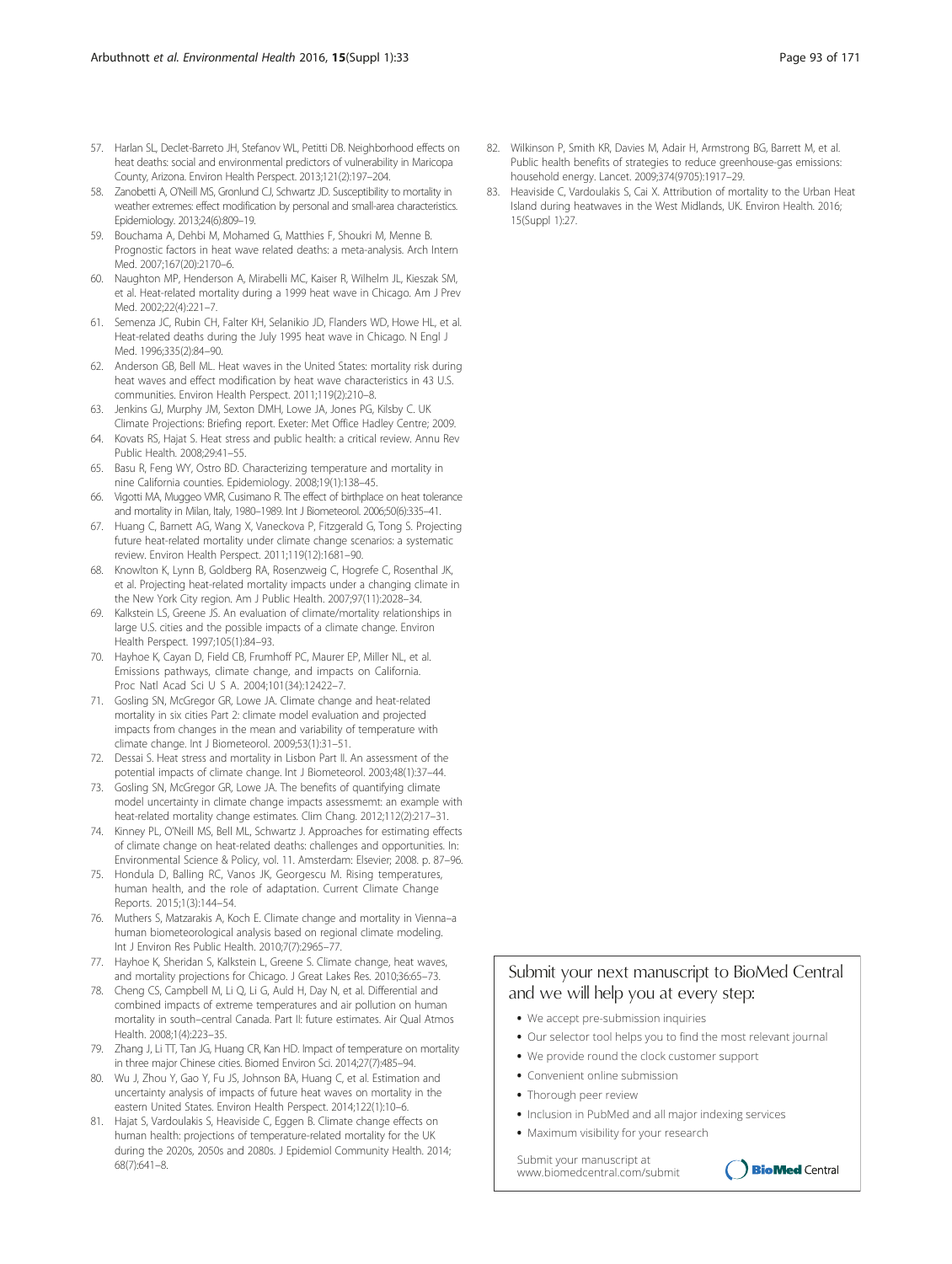57. Harlan SL, Declet-Barreto JH, Stefanov WL, Petitti DB. Neighborhood effects on heat deaths: social and environmental predictors of vulnerability in Maricopa County, Arizona. Environ Health Perspect. 2013;121(2):197–204.
58. Zanobetti A, O'Neill MS, Gronlund CJ, Schwartz JD. Susceptibility to mortality in weather extremes: effect modification by personal and small-area characteristics. Epidemiology. 2013;24(6):809–19.
59. Bouchama A, Dehbi M, Mohamed G, Matthies F, Shoukri M, Menne B. Prognostic factors in heat wave related deaths: a meta-analysis. Arch Intern Med. 2007;167(20):2170–6.
60. Naughton MP, Henderson A, Mirabelli MC, Kaiser R, Wilhelm JL, Kieszak SM, et al. Heat-related mortality during a 1999 heat wave in Chicago. Am J Prev Med. 2002;22(4):221–7.
61. Semenza JC, Rubin CH, Falter KH, Selanikio JD, Flanders WD, Howe HL, et al. Heat-related deaths during the July 1995 heat wave in Chicago. N Engl J Med. 1996;335(2):84–90.
62. Anderson GB, Bell ML. Heat waves in the United States: mortality risk during heat waves and effect modification by heat wave characteristics in 43 U.S. communities. Environ Health Perspect. 2011;119(2):210–8.
63. Jenkins GJ, Murphy JM, Sexton DMH, Lowe JA, Jones PG, Kilsby C. UK Climate Projections: Briefing report. Exeter: Met Office Hadley Centre; 2009.
64. Kovats RS, Hajat S. Heat stress and public health: a critical review. Annu Rev Public Health. 2008;29:41–55.
65. Basu R, Feng WY, Ostro BD. Characterizing temperature and mortality in nine California counties. Epidemiology. 2008;19(1):138–45.
66. Vigotti MA, Muggeo VMR, Cusimano R. The effect of birthplace on heat tolerance and mortality in Milan, Italy, 1980–1989. Int J Biometeorol. 2006;50(6):335–41.
67. Huang C, Barnett AG, Wang X, Vaneckova P, Fitzgerald G, Tong S. Projecting future heat-related mortality under climate change scenarios: a systematic review. Environ Health Perspect. 2011;119(12):1681–90.
68. Knowlton K, Lynn B, Goldberg RA, Rosenzweig C, Hogrefe C, Rosenthal JK, et al. Projecting heat-related mortality impacts under a changing climate in the New York City region. Am J Public Health. 2007;97(11):2028–34.
69. Kalkstein LS, Greene JS. An evaluation of climate/mortality relationships in large U.S. cities and the possible impacts of a climate change. Environ Health Perspect. 1997;105(1):84–93.
70. Hayhoe K, Cayan D, Field CB, Frumhoff PC, Maurer EP, Miller NL, et al. Emissions pathways, climate change, and impacts on California. Proc Natl Acad Sci U S A. 2004;101(34):12422–7.
71. Gosling SN, McGregor GR, Lowe JA. Climate change and heat-related mortality in six cities Part 2: climate model evaluation and projected impacts from changes in the mean and variability of temperature with climate change. Int J Biometeorol. 2009;53(1):31–51.
72. Dessai S. Heat stress and mortality in Lisbon Part II. An assessment of the potential impacts of climate change. Int J Biometeorol. 2003;48(1):37–44.
73. Gosling SN, McGregor GR, Lowe JA. The benefits of quantifying climate model uncertainty in climate change impacts assessmemt: an example with heat-related mortality change estimates. Clim Chang. 2012;112(2):217–31.
74. Kinney PL, O'Neill MS, Bell ML, Schwartz J. Approaches for estimating effects of climate change on heat-related deaths: challenges and opportunities. In: Environmental Science & Policy, vol. 11. Amsterdam: Elsevier; 2008. p. 87–96.
75. Hondula D, Balling RC, Vanos JK, Georgescu M. Rising temperatures, human health, and the role of adaptation. Current Climate Change Reports. 2015;1(3):144–54.
76. Muthers S, Matzarakis A, Koch E. Climate change and mortality in Vienna–a human biometeorological analysis based on regional climate modeling. Int J Environ Res Public Health. 2010;7(7):2965–77.
77. Hayhoe K, Sheridan S, Kalkstein L, Greene S. Climate change, heat waves, and mortality projections for Chicago. J Great Lakes Res. 2010;36:65–73.
78. Cheng CS, Campbell M, Li Q, Li G, Auld H, Day N, et al. Differential and combined impacts of extreme temperatures and air pollution on human mortality in south–central Canada. Part II: future estimates. Air Qual Atmos Health. 2008;1(4):223–35.
79. Zhang J, Li TT, Tan JG, Huang CR, Kan HD. Impact of temperature on mortality in three major Chinese cities. Biomed Environ Sci. 2014;27(7):485–94.
80. Wu J, Zhou Y, Gao Y, Fu JS, Johnson BA, Huang C, et al. Estimation and uncertainty analysis of impacts of future heat waves on mortality in the eastern United States. Environ Health Perspect. 2014;122(1):10–6.
81. Hajat S, Vardoulakis S, Heaviside C, Eggen B. Climate change effects on human health: projections of temperature-related mortality for the UK during the 2020s, 2050s and 2080s. J Epidemiol Community Health. 2014; 68(7):641–8.
82. Wilkinson P, Smith KR, Davies M, Adair H, Armstrong BG, Barrett M, et al. Public health benefits of strategies to reduce greenhouse-gas emissions: household energy. Lancet. 2009;374(9705):1917–29.
83. Heaviside C, Vardoulakis S, Cai X. Attribution of mortality to the Urban Heat Island during heatwaves in the West Midlands, UK. Environ Health. 2016; 15(Suppl 1):27.

Submit your next manuscript to BioMed Central and we will help you at every step:

- We accept pre-submission inquiries
- Our selector tool helps you to find the most relevant journal
- We provide round the clock customer support
- Convenient online submission
- Thorough peer review
- Inclusion in PubMed and all major indexing services
- Maximum visibility for your research

Submit your manuscript at
www.biomedcentral.com/submit

BioMed Central